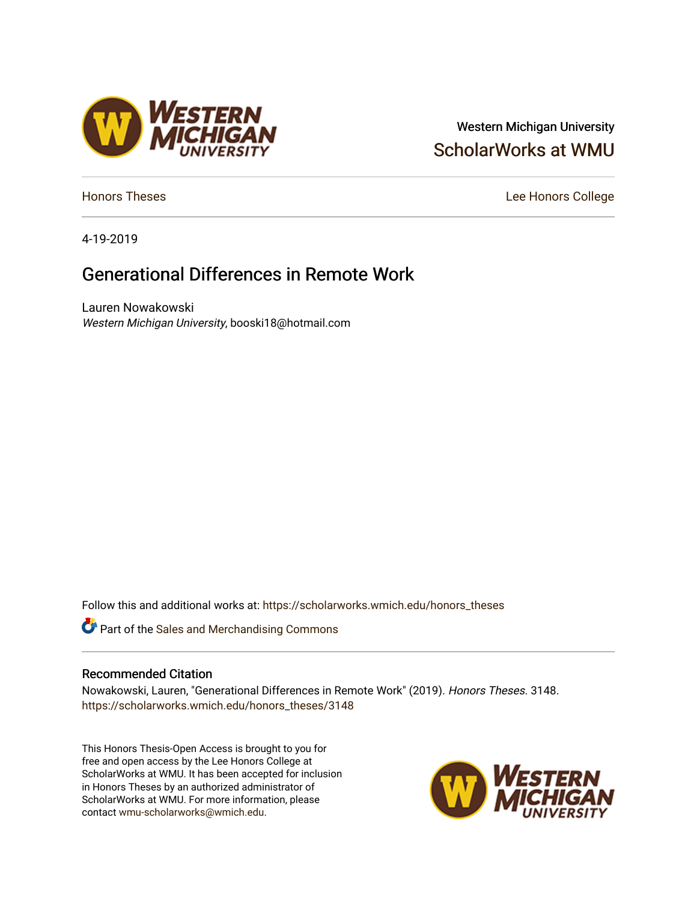Western Michigan University

ScholarWorks at WMU

Honors Theses

Lee Honors College

4-19-2019

# Generational Differences in Remote Work

Lauren Nowakowski

*Western Michigan University*, booski18@hotmail.com

Follow this and additional works at: https://scholarworks.wmich.edu/honors_theses

Part of the Sales and Merchandising Commons

## Recommended Citation

Nowakowski, Lauren, "Generational Differences in Remote Work" (2019). *Honors Theses*. 3148.
https://scholarworks.wmich.edu/honors_theses/3148

This Honors Thesis-Open Access is brought to you for free and open access by the Lee Honors College at ScholarWorks at WMU. It has been accepted for inclusion in Honors Theses by an authorized administrator of ScholarWorks at WMU. For more information, please contact wmu-scholarworks@wmich.edu.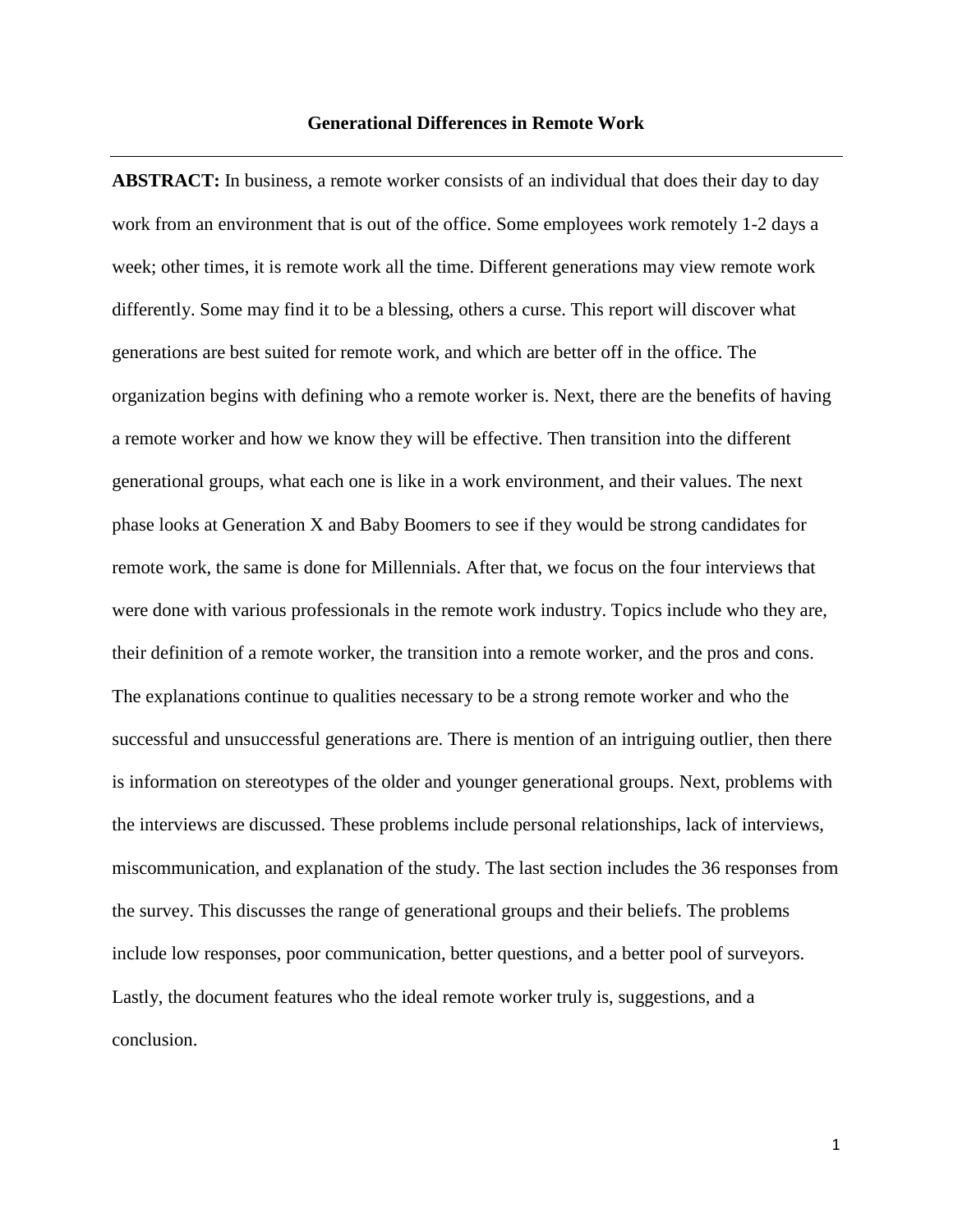## Generational Differences in Remote Work

**ABSTRACT:** In business, a remote worker consists of an individual that does their day to day work from an environment that is out of the office. Some employees work remotely 1-2 days a week; other times, it is remote work all the time. Different generations may view remote work differently. Some may find it to be a blessing, others a curse. This report will discover what generations are best suited for remote work, and which are better off in the office. The organization begins with defining who a remote worker is. Next, there are the benefits of having a remote worker and how we know they will be effective. Then transition into the different generational groups, what each one is like in a work environment, and their values. The next phase looks at Generation X and Baby Boomers to see if they would be strong candidates for remote work, the same is done for Millennials. After that, we focus on the four interviews that were done with various professionals in the remote work industry. Topics include who they are, their definition of a remote worker, the transition into a remote worker, and the pros and cons. The explanations continue to qualities necessary to be a strong remote worker and who the successful and unsuccessful generations are. There is mention of an intriguing outlier, then there is information on stereotypes of the older and younger generational groups. Next, problems with the interviews are discussed. These problems include personal relationships, lack of interviews, miscommunication, and explanation of the study. The last section includes the 36 responses from the survey. This discusses the range of generational groups and their beliefs. The problems include low responses, poor communication, better questions, and a better pool of surveyors. Lastly, the document features who the ideal remote worker truly is, suggestions, and a conclusion.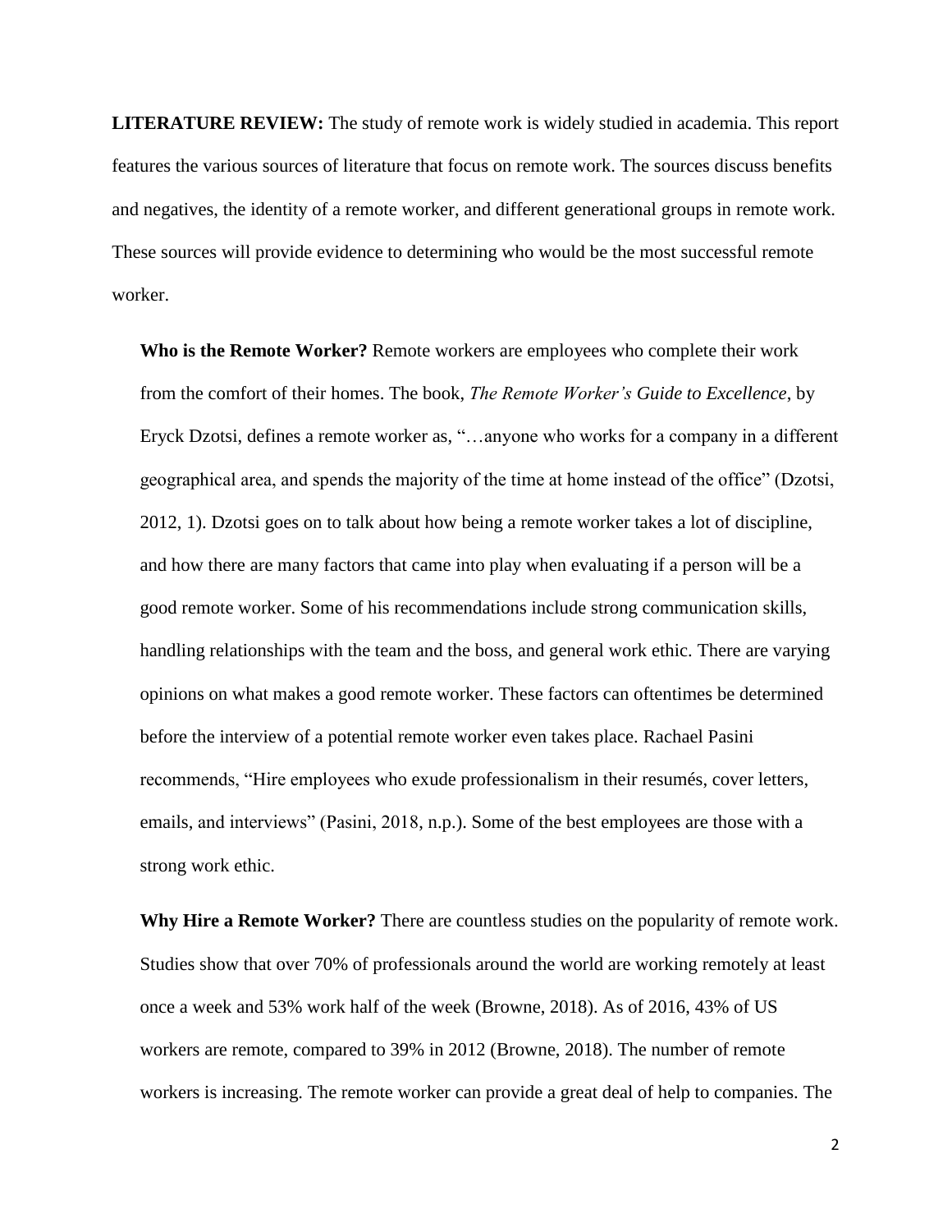**LITERATURE REVIEW:** The study of remote work is widely studied in academia. This report features the various sources of literature that focus on remote work. The sources discuss benefits and negatives, the identity of a remote worker, and different generational groups in remote work. These sources will provide evidence to determining who would be the most successful remote worker.

**Who is the Remote Worker?** Remote workers are employees who complete their work from the comfort of their homes. The book, *The Remote Worker's Guide to Excellence*, by Eryck Dzotsi, defines a remote worker as, "…anyone who works for a company in a different geographical area, and spends the majority of the time at home instead of the office" (Dzotsi, 2012, 1). Dzotsi goes on to talk about how being a remote worker takes a lot of discipline, and how there are many factors that came into play when evaluating if a person will be a good remote worker. Some of his recommendations include strong communication skills, handling relationships with the team and the boss, and general work ethic. There are varying opinions on what makes a good remote worker. These factors can oftentimes be determined before the interview of a potential remote worker even takes place. Rachael Pasini recommends, "Hire employees who exude professionalism in their resumés, cover letters, emails, and interviews" (Pasini, 2018, n.p.). Some of the best employees are those with a strong work ethic.

**Why Hire a Remote Worker?** There are countless studies on the popularity of remote work. Studies show that over 70% of professionals around the world are working remotely at least once a week and 53% work half of the week (Browne, 2018). As of 2016, 43% of US workers are remote, compared to 39% in 2012 (Browne, 2018). The number of remote workers is increasing. The remote worker can provide a great deal of help to companies. The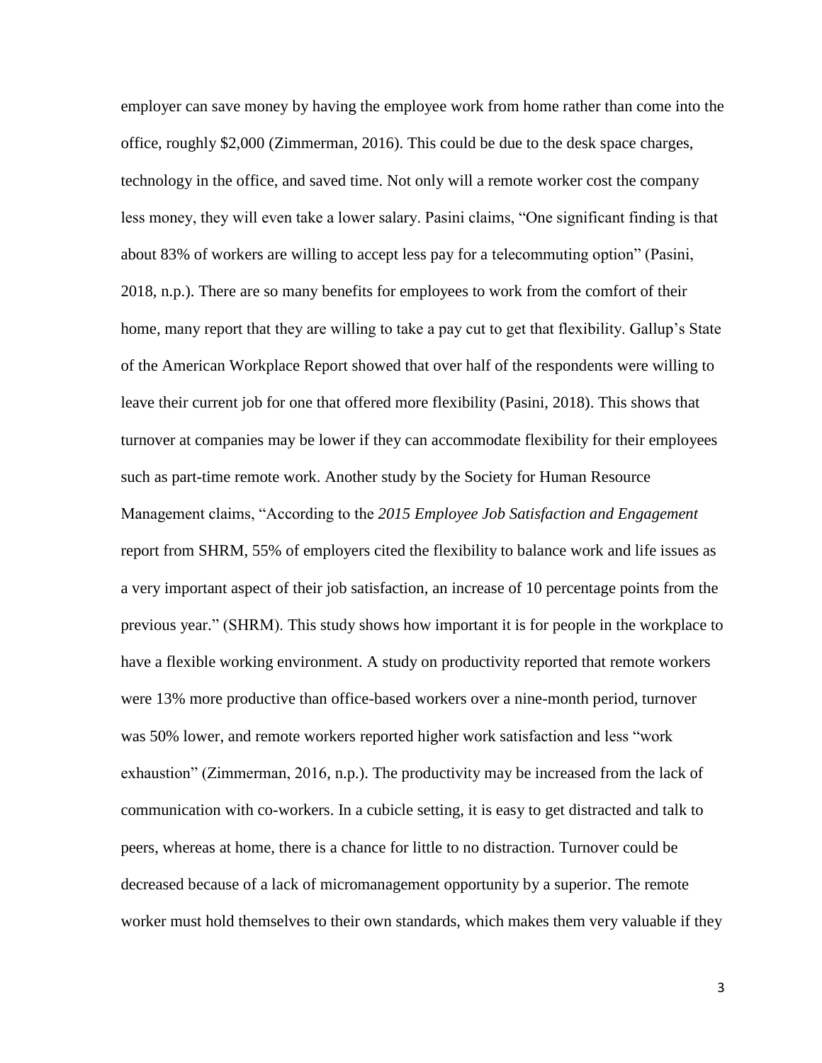employer can save money by having the employee work from home rather than come into the office, roughly $2,000 (Zimmerman, 2016). This could be due to the desk space charges, technology in the office, and saved time. Not only will a remote worker cost the company less money, they will even take a lower salary. Pasini claims, "One significant finding is that about 83% of workers are willing to accept less pay for a telecommuting option" (Pasini, 2018, n.p.). There are so many benefits for employees to work from the comfort of their home, many report that they are willing to take a pay cut to get that flexibility. Gallup's State of the American Workplace Report showed that over half of the respondents were willing to leave their current job for one that offered more flexibility (Pasini, 2018). This shows that turnover at companies may be lower if they can accommodate flexibility for their employees such as part-time remote work. Another study by the Society for Human Resource Management claims, "According to the *2015 Employee Job Satisfaction and Engagement* report from SHRM, 55% of employers cited the flexibility to balance work and life issues as a very important aspect of their job satisfaction, an increase of 10 percentage points from the previous year." (SHRM). This study shows how important it is for people in the workplace to have a flexible working environment. A study on productivity reported that remote workers were 13% more productive than office-based workers over a nine-month period, turnover was 50% lower, and remote workers reported higher work satisfaction and less "work exhaustion" (Zimmerman, 2016, n.p.). The productivity may be increased from the lack of communication with co-workers. In a cubicle setting, it is easy to get distracted and talk to peers, whereas at home, there is a chance for little to no distraction. Turnover could be decreased because of a lack of micromanagement opportunity by a superior. The remote worker must hold themselves to their own standards, which makes them very valuable if they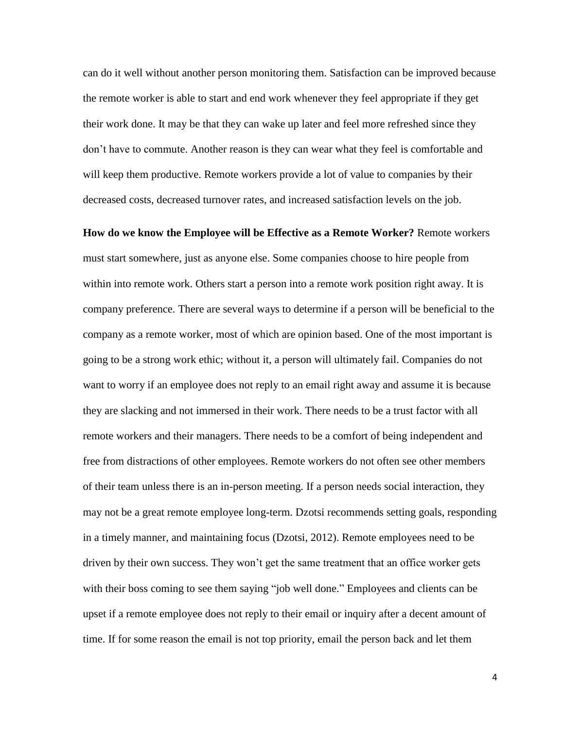can do it well without another person monitoring them. Satisfaction can be improved because the remote worker is able to start and end work whenever they feel appropriate if they get their work done. It may be that they can wake up later and feel more refreshed since they don't have to commute. Another reason is they can wear what they feel is comfortable and will keep them productive. Remote workers provide a lot of value to companies by their decreased costs, decreased turnover rates, and increased satisfaction levels on the job.

**How do we know the Employee will be Effective as a Remote Worker?** Remote workers must start somewhere, just as anyone else. Some companies choose to hire people from within into remote work. Others start a person into a remote work position right away. It is company preference. There are several ways to determine if a person will be beneficial to the company as a remote worker, most of which are opinion based. One of the most important is going to be a strong work ethic; without it, a person will ultimately fail. Companies do not want to worry if an employee does not reply to an email right away and assume it is because they are slacking and not immersed in their work. There needs to be a trust factor with all remote workers and their managers. There needs to be a comfort of being independent and free from distractions of other employees. Remote workers do not often see other members of their team unless there is an in-person meeting. If a person needs social interaction, they may not be a great remote employee long-term. Dzotsi recommends setting goals, responding in a timely manner, and maintaining focus (Dzotsi, 2012). Remote employees need to be driven by their own success. They won't get the same treatment that an office worker gets with their boss coming to see them saying "job well done." Employees and clients can be upset if a remote employee does not reply to their email or inquiry after a decent amount of time. If for some reason the email is not top priority, email the person back and let them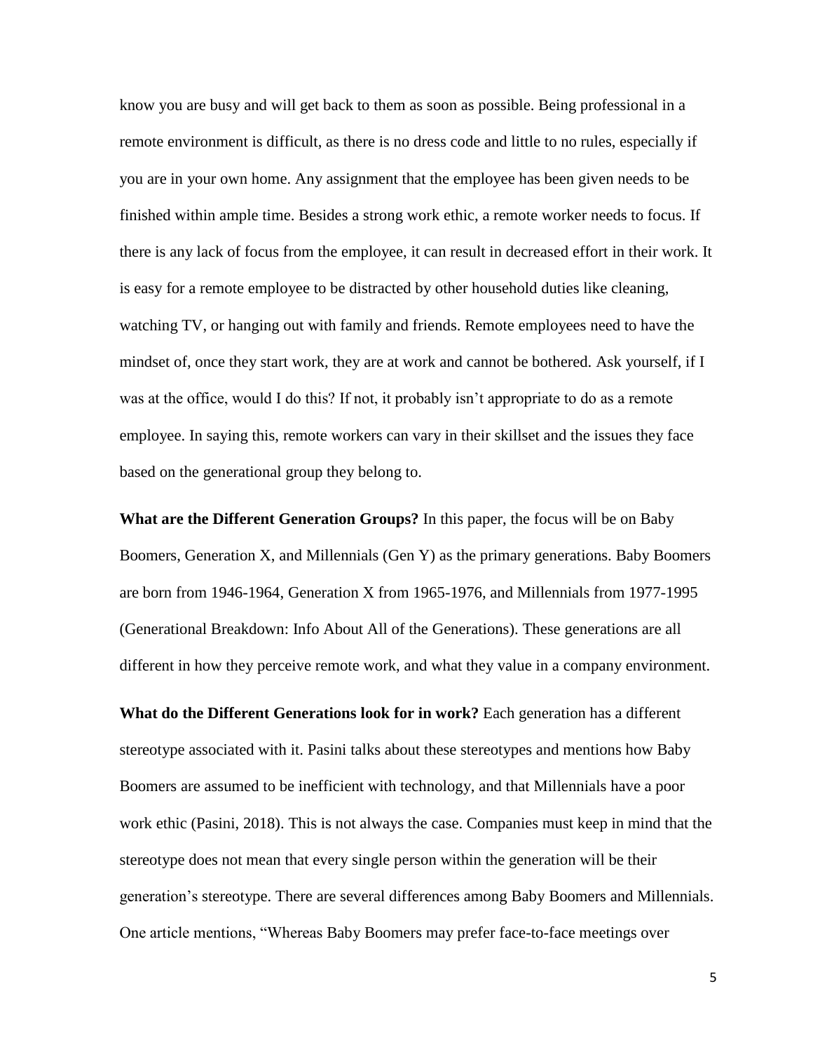know you are busy and will get back to them as soon as possible. Being professional in a remote environment is difficult, as there is no dress code and little to no rules, especially if you are in your own home. Any assignment that the employee has been given needs to be finished within ample time. Besides a strong work ethic, a remote worker needs to focus. If there is any lack of focus from the employee, it can result in decreased effort in their work. It is easy for a remote employee to be distracted by other household duties like cleaning, watching TV, or hanging out with family and friends. Remote employees need to have the mindset of, once they start work, they are at work and cannot be bothered. Ask yourself, if I was at the office, would I do this? If not, it probably isn't appropriate to do as a remote employee. In saying this, remote workers can vary in their skillset and the issues they face based on the generational group they belong to.

**What are the Different Generation Groups?** In this paper, the focus will be on Baby Boomers, Generation X, and Millennials (Gen Y) as the primary generations. Baby Boomers are born from 1946-1964, Generation X from 1965-1976, and Millennials from 1977-1995 (Generational Breakdown: Info About All of the Generations). These generations are all different in how they perceive remote work, and what they value in a company environment.

**What do the Different Generations look for in work?** Each generation has a different stereotype associated with it. Pasini talks about these stereotypes and mentions how Baby Boomers are assumed to be inefficient with technology, and that Millennials have a poor work ethic (Pasini, 2018). This is not always the case. Companies must keep in mind that the stereotype does not mean that every single person within the generation will be their generation's stereotype. There are several differences among Baby Boomers and Millennials. One article mentions, "Whereas Baby Boomers may prefer face-to-face meetings over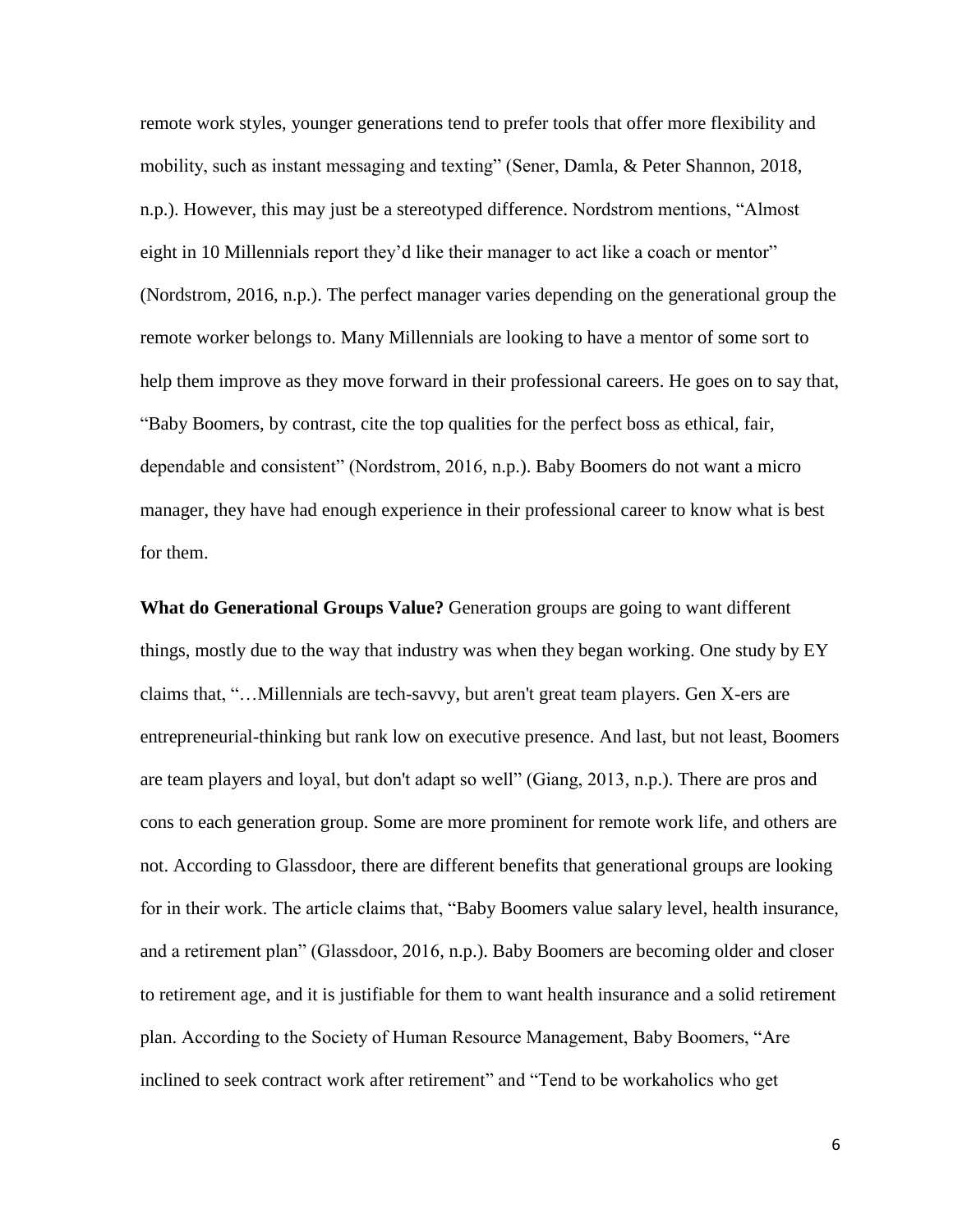remote work styles, younger generations tend to prefer tools that offer more flexibility and mobility, such as instant messaging and texting" (Sener, Damla, & Peter Shannon, 2018, n.p.). However, this may just be a stereotyped difference. Nordstrom mentions, "Almost eight in 10 Millennials report they'd like their manager to act like a coach or mentor" (Nordstrom, 2016, n.p.). The perfect manager varies depending on the generational group the remote worker belongs to. Many Millennials are looking to have a mentor of some sort to help them improve as they move forward in their professional careers. He goes on to say that, "Baby Boomers, by contrast, cite the top qualities for the perfect boss as ethical, fair, dependable and consistent" (Nordstrom, 2016, n.p.). Baby Boomers do not want a micro manager, they have had enough experience in their professional career to know what is best for them.

**What do Generational Groups Value?** Generation groups are going to want different things, mostly due to the way that industry was when they began working. One study by EY claims that, "…Millennials are tech-savvy, but aren't great team players. Gen X-ers are entrepreneurial-thinking but rank low on executive presence. And last, but not least, Boomers are team players and loyal, but don't adapt so well" (Giang, 2013, n.p.). There are pros and cons to each generation group. Some are more prominent for remote work life, and others are not. According to Glassdoor, there are different benefits that generational groups are looking for in their work. The article claims that, "Baby Boomers value salary level, health insurance, and a retirement plan" (Glassdoor, 2016, n.p.). Baby Boomers are becoming older and closer to retirement age, and it is justifiable for them to want health insurance and a solid retirement plan. According to the Society of Human Resource Management, Baby Boomers, "Are inclined to seek contract work after retirement" and "Tend to be workaholics who get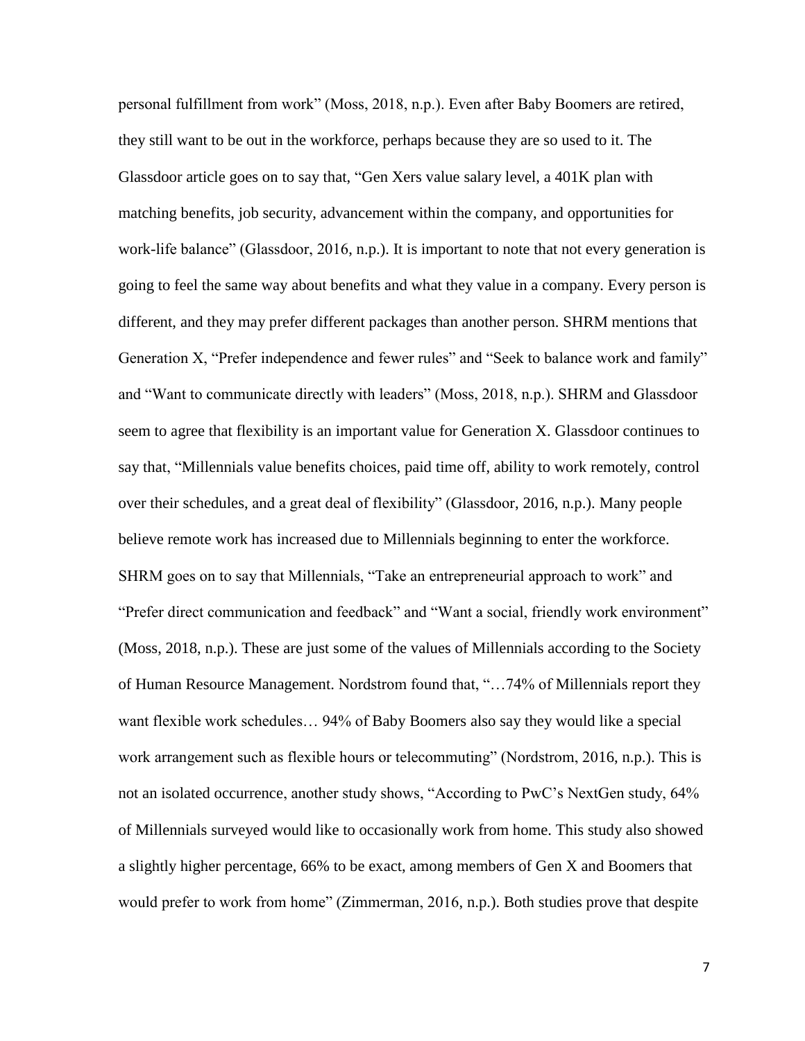personal fulfillment from work" (Moss, 2018, n.p.). Even after Baby Boomers are retired, they still want to be out in the workforce, perhaps because they are so used to it. The Glassdoor article goes on to say that, "Gen Xers value salary level, a 401K plan with matching benefits, job security, advancement within the company, and opportunities for work-life balance" (Glassdoor, 2016, n.p.). It is important to note that not every generation is going to feel the same way about benefits and what they value in a company. Every person is different, and they may prefer different packages than another person. SHRM mentions that Generation X, "Prefer independence and fewer rules" and "Seek to balance work and family" and "Want to communicate directly with leaders" (Moss, 2018, n.p.). SHRM and Glassdoor seem to agree that flexibility is an important value for Generation X. Glassdoor continues to say that, "Millennials value benefits choices, paid time off, ability to work remotely, control over their schedules, and a great deal of flexibility" (Glassdoor, 2016, n.p.). Many people believe remote work has increased due to Millennials beginning to enter the workforce. SHRM goes on to say that Millennials, "Take an entrepreneurial approach to work" and "Prefer direct communication and feedback" and "Want a social, friendly work environment" (Moss, 2018, n.p.). These are just some of the values of Millennials according to the Society of Human Resource Management. Nordstrom found that, "…74% of Millennials report they want flexible work schedules… 94% of Baby Boomers also say they would like a special work arrangement such as flexible hours or telecommuting" (Nordstrom, 2016, n.p.). This is not an isolated occurrence, another study shows, "According to PwC's NextGen study, 64% of Millennials surveyed would like to occasionally work from home. This study also showed a slightly higher percentage, 66% to be exact, among members of Gen X and Boomers that would prefer to work from home" (Zimmerman, 2016, n.p.). Both studies prove that despite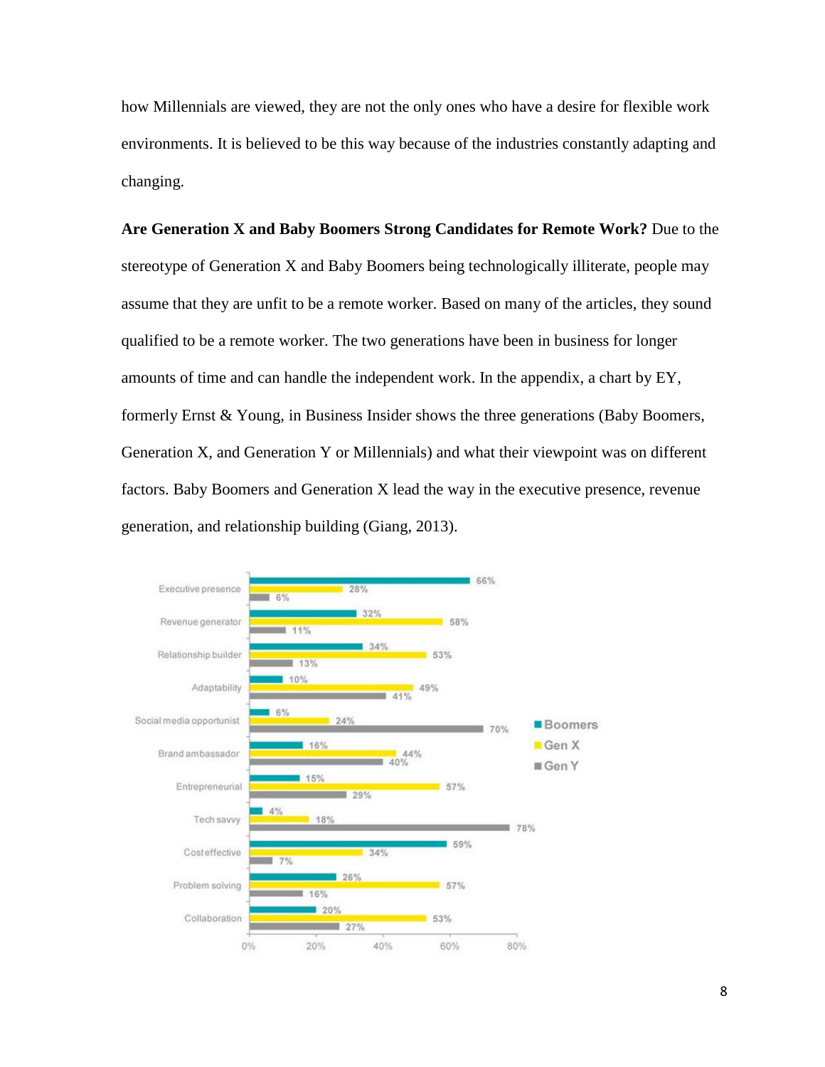how Millennials are viewed, they are not the only ones who have a desire for flexible work environments. It is believed to be this way because of the industries constantly adapting and changing.

**Are Generation X and Baby Boomers Strong Candidates for Remote Work?** Due to the stereotype of Generation X and Baby Boomers being technologically illiterate, people may assume that they are unfit to be a remote worker. Based on many of the articles, they sound qualified to be a remote worker. The two generations have been in business for longer amounts of time and can handle the independent work. In the appendix, a chart by EY, formerly Ernst & Young, in Business Insider shows the three generations (Baby Boomers, Generation X, and Generation Y or Millennials) and what their viewpoint was on different factors. Baby Boomers and Generation X lead the way in the executive presence, revenue generation, and relationship building (Giang, 2013).

| | Boomers | Gen X | Gen Y |
|---|---|---|---|
| Executive presence | 66% | 28% | 6% |
| Revenue generator | 32% | 58% | 11% |
| Relationship builder | 34% | 53% | 13% |
| Adaptability | 10% | 49% | 41% |
| Social media opportunist | 6% | 24% | 70% |
| Brand ambassador | 16% | 44% | 40% |
| Entrepreneurial | 15% | 57% | 29% |
| Tech savvy | 4% | 18% | 78% |
| Costeffective | 59% | 34% | 7% |
| Problem solving | 26% | 57% | 16% |
| Collaboration | 20% | 53% | 27% |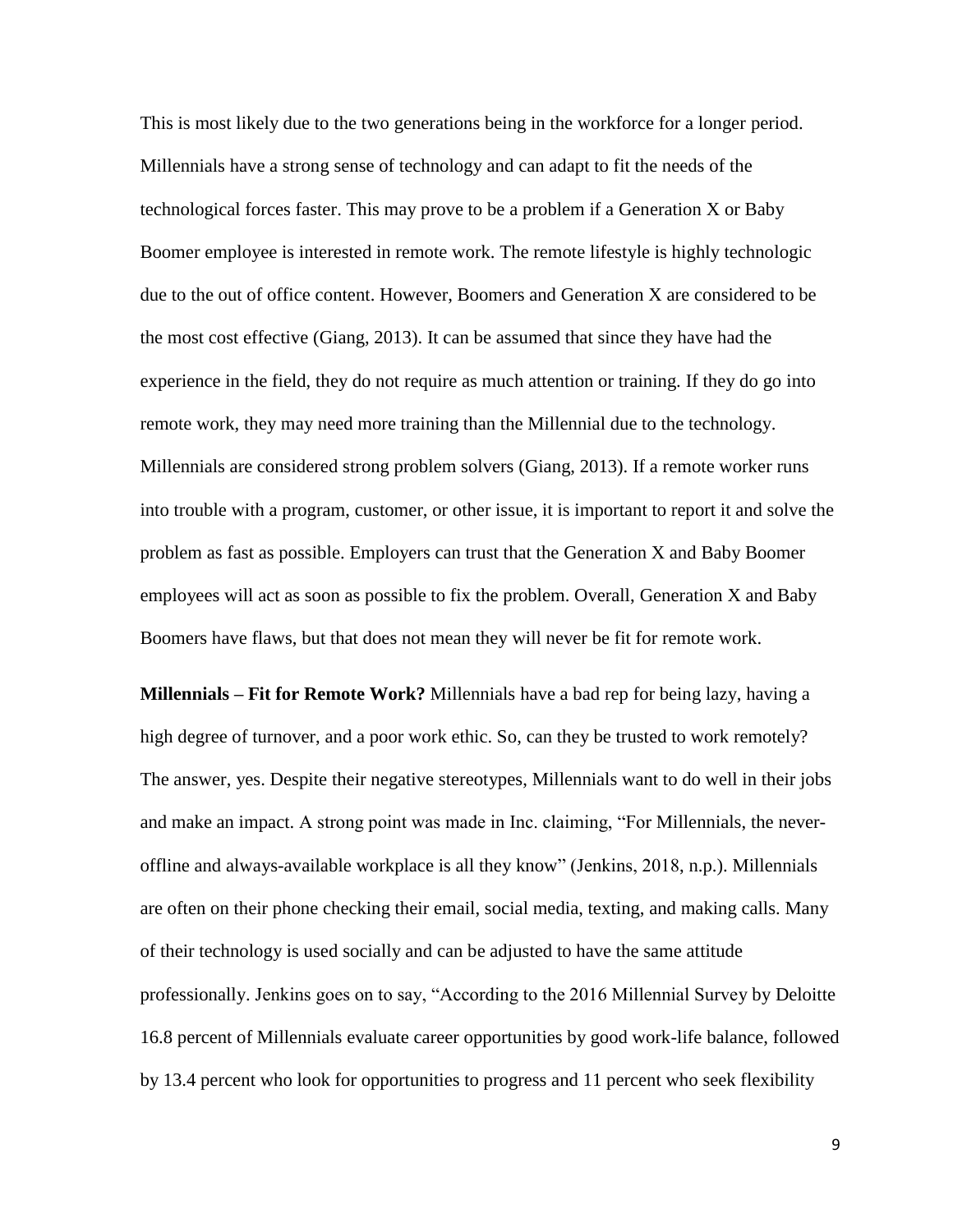This is most likely due to the two generations being in the workforce for a longer period. Millennials have a strong sense of technology and can adapt to fit the needs of the technological forces faster. This may prove to be a problem if a Generation X or Baby Boomer employee is interested in remote work. The remote lifestyle is highly technologic due to the out of office content. However, Boomers and Generation X are considered to be the most cost effective (Giang, 2013). It can be assumed that since they have had the experience in the field, they do not require as much attention or training. If they do go into remote work, they may need more training than the Millennial due to the technology. Millennials are considered strong problem solvers (Giang, 2013). If a remote worker runs into trouble with a program, customer, or other issue, it is important to report it and solve the problem as fast as possible. Employers can trust that the Generation X and Baby Boomer employees will act as soon as possible to fix the problem. Overall, Generation X and Baby Boomers have flaws, but that does not mean they will never be fit for remote work.

**Millennials – Fit for Remote Work?** Millennials have a bad rep for being lazy, having a high degree of turnover, and a poor work ethic. So, can they be trusted to work remotely? The answer, yes. Despite their negative stereotypes, Millennials want to do well in their jobs and make an impact. A strong point was made in Inc. claiming, "For Millennials, the never-offline and always-available workplace is all they know" (Jenkins, 2018, n.p.). Millennials are often on their phone checking their email, social media, texting, and making calls. Many of their technology is used socially and can be adjusted to have the same attitude professionally. Jenkins goes on to say, "According to the 2016 Millennial Survey by Deloitte 16.8 percent of Millennials evaluate career opportunities by good work-life balance, followed by 13.4 percent who look for opportunities to progress and 11 percent who seek flexibility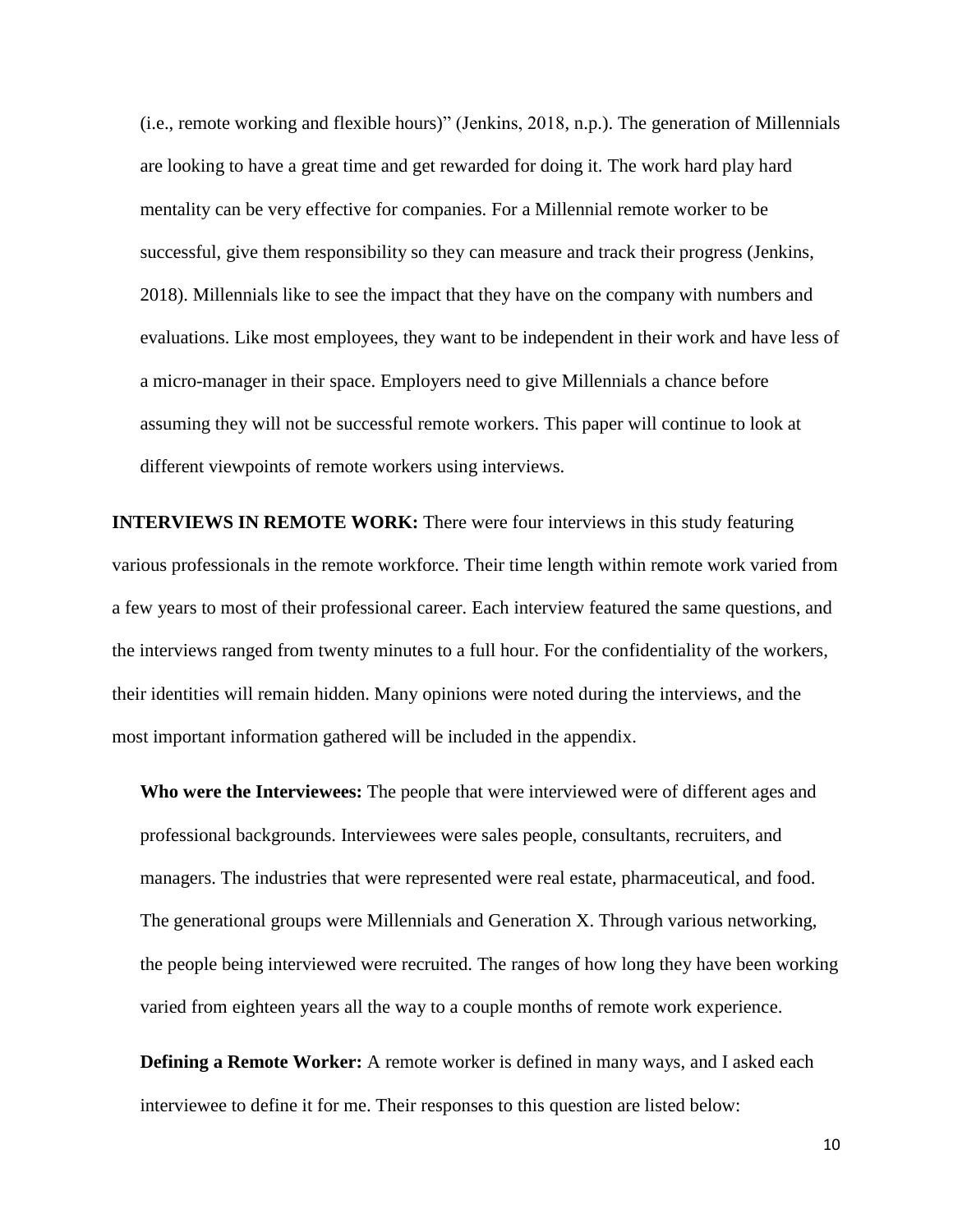(i.e., remote working and flexible hours)" (Jenkins, 2018, n.p.). The generation of Millennials are looking to have a great time and get rewarded for doing it. The work hard play hard mentality can be very effective for companies. For a Millennial remote worker to be successful, give them responsibility so they can measure and track their progress (Jenkins, 2018). Millennials like to see the impact that they have on the company with numbers and evaluations. Like most employees, they want to be independent in their work and have less of a micro-manager in their space. Employers need to give Millennials a chance before assuming they will not be successful remote workers. This paper will continue to look at different viewpoints of remote workers using interviews.

**INTERVIEWS IN REMOTE WORK:** There were four interviews in this study featuring various professionals in the remote workforce. Their time length within remote work varied from a few years to most of their professional career. Each interview featured the same questions, and the interviews ranged from twenty minutes to a full hour. For the confidentiality of the workers, their identities will remain hidden. Many opinions were noted during the interviews, and the most important information gathered will be included in the appendix.

**Who were the Interviewees:** The people that were interviewed were of different ages and professional backgrounds. Interviewees were sales people, consultants, recruiters, and managers. The industries that were represented were real estate, pharmaceutical, and food. The generational groups were Millennials and Generation X. Through various networking, the people being interviewed were recruited. The ranges of how long they have been working varied from eighteen years all the way to a couple months of remote work experience.

**Defining a Remote Worker:** A remote worker is defined in many ways, and I asked each interviewee to define it for me. Their responses to this question are listed below: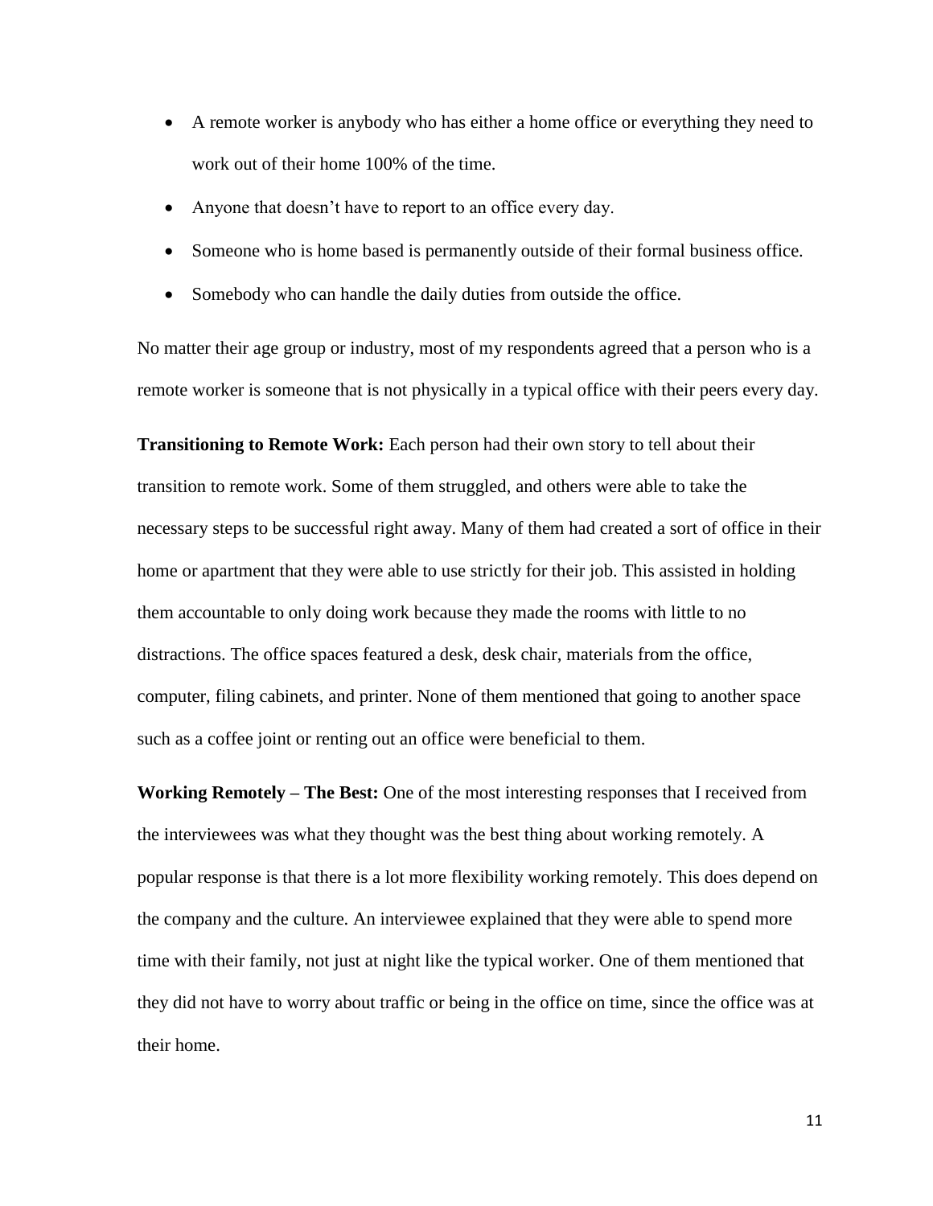- A remote worker is anybody who has either a home office or everything they need to work out of their home 100% of the time.
- Anyone that doesn't have to report to an office every day.
- Someone who is home based is permanently outside of their formal business office.
- Somebody who can handle the daily duties from outside the office.

No matter their age group or industry, most of my respondents agreed that a person who is a remote worker is someone that is not physically in a typical office with their peers every day.

**Transitioning to Remote Work:** Each person had their own story to tell about their transition to remote work. Some of them struggled, and others were able to take the necessary steps to be successful right away. Many of them had created a sort of office in their home or apartment that they were able to use strictly for their job. This assisted in holding them accountable to only doing work because they made the rooms with little to no distractions. The office spaces featured a desk, desk chair, materials from the office, computer, filing cabinets, and printer. None of them mentioned that going to another space such as a coffee joint or renting out an office were beneficial to them.

**Working Remotely – The Best:** One of the most interesting responses that I received from the interviewees was what they thought was the best thing about working remotely. A popular response is that there is a lot more flexibility working remotely. This does depend on the company and the culture. An interviewee explained that they were able to spend more time with their family, not just at night like the typical worker. One of them mentioned that they did not have to worry about traffic or being in the office on time, since the office was at their home.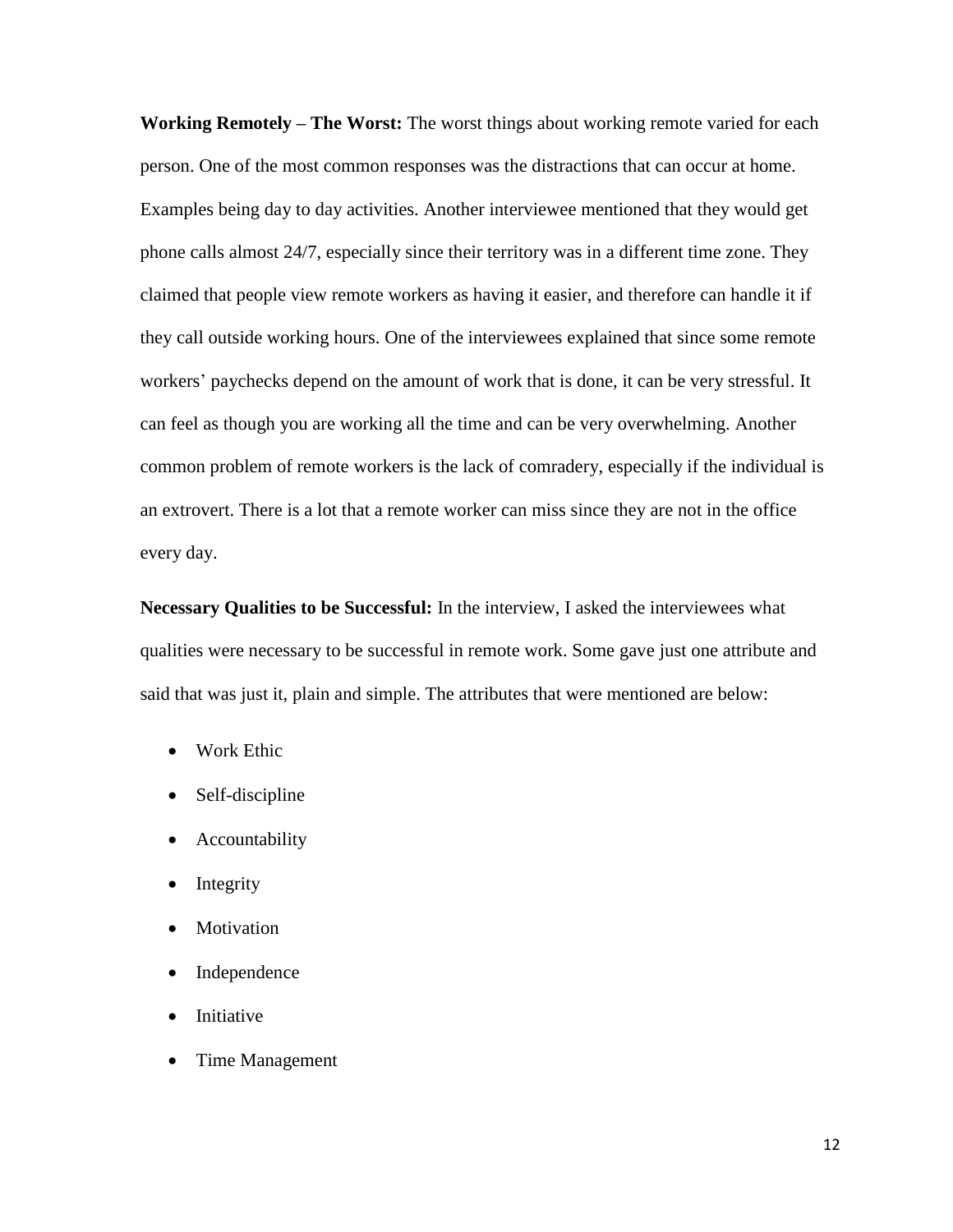**Working Remotely – The Worst:** The worst things about working remote varied for each person. One of the most common responses was the distractions that can occur at home. Examples being day to day activities. Another interviewee mentioned that they would get phone calls almost 24/7, especially since their territory was in a different time zone. They claimed that people view remote workers as having it easier, and therefore can handle it if they call outside working hours. One of the interviewees explained that since some remote workers' paychecks depend on the amount of work that is done, it can be very stressful. It can feel as though you are working all the time and can be very overwhelming. Another common problem of remote workers is the lack of comradery, especially if the individual is an extrovert. There is a lot that a remote worker can miss since they are not in the office every day.

**Necessary Qualities to be Successful:** In the interview, I asked the interviewees what qualities were necessary to be successful in remote work. Some gave just one attribute and said that was just it, plain and simple. The attributes that were mentioned are below:

- Work Ethic
- Self-discipline
- Accountability
- Integrity
- Motivation
- Independence
- Initiative
- Time Management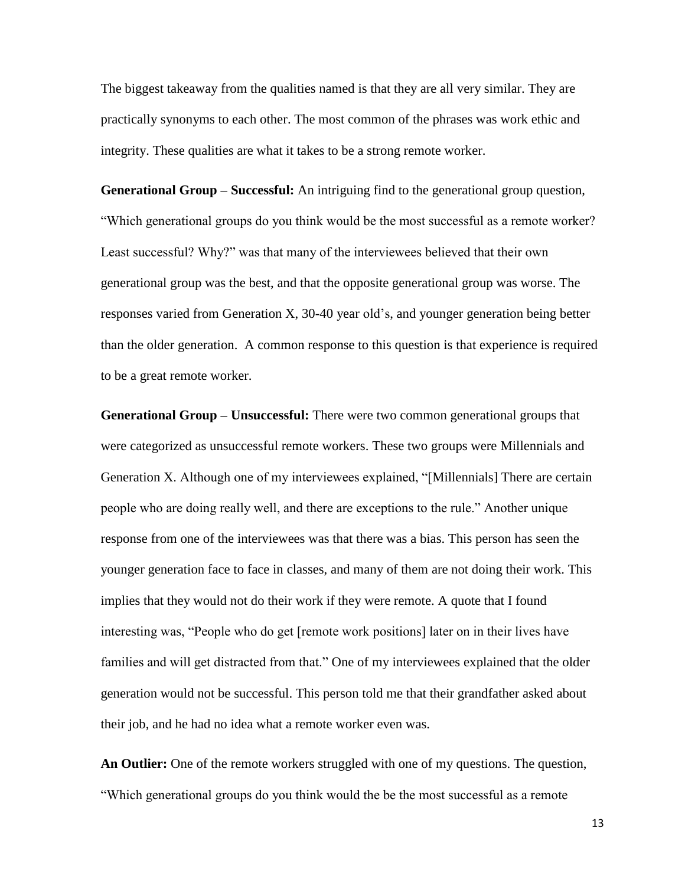The biggest takeaway from the qualities named is that they are all very similar. They are practically synonyms to each other. The most common of the phrases was work ethic and integrity. These qualities are what it takes to be a strong remote worker.

**Generational Group – Successful:** An intriguing find to the generational group question, "Which generational groups do you think would be the most successful as a remote worker? Least successful? Why?" was that many of the interviewees believed that their own generational group was the best, and that the opposite generational group was worse. The responses varied from Generation X, 30-40 year old's, and younger generation being better than the older generation. A common response to this question is that experience is required to be a great remote worker.

**Generational Group – Unsuccessful:** There were two common generational groups that were categorized as unsuccessful remote workers. These two groups were Millennials and Generation X. Although one of my interviewees explained, "[Millennials] There are certain people who are doing really well, and there are exceptions to the rule." Another unique response from one of the interviewees was that there was a bias. This person has seen the younger generation face to face in classes, and many of them are not doing their work. This implies that they would not do their work if they were remote. A quote that I found interesting was, "People who do get [remote work positions] later on in their lives have families and will get distracted from that." One of my interviewees explained that the older generation would not be successful. This person told me that their grandfather asked about their job, and he had no idea what a remote worker even was.

**An Outlier:** One of the remote workers struggled with one of my questions. The question, "Which generational groups do you think would the be the most successful as a remote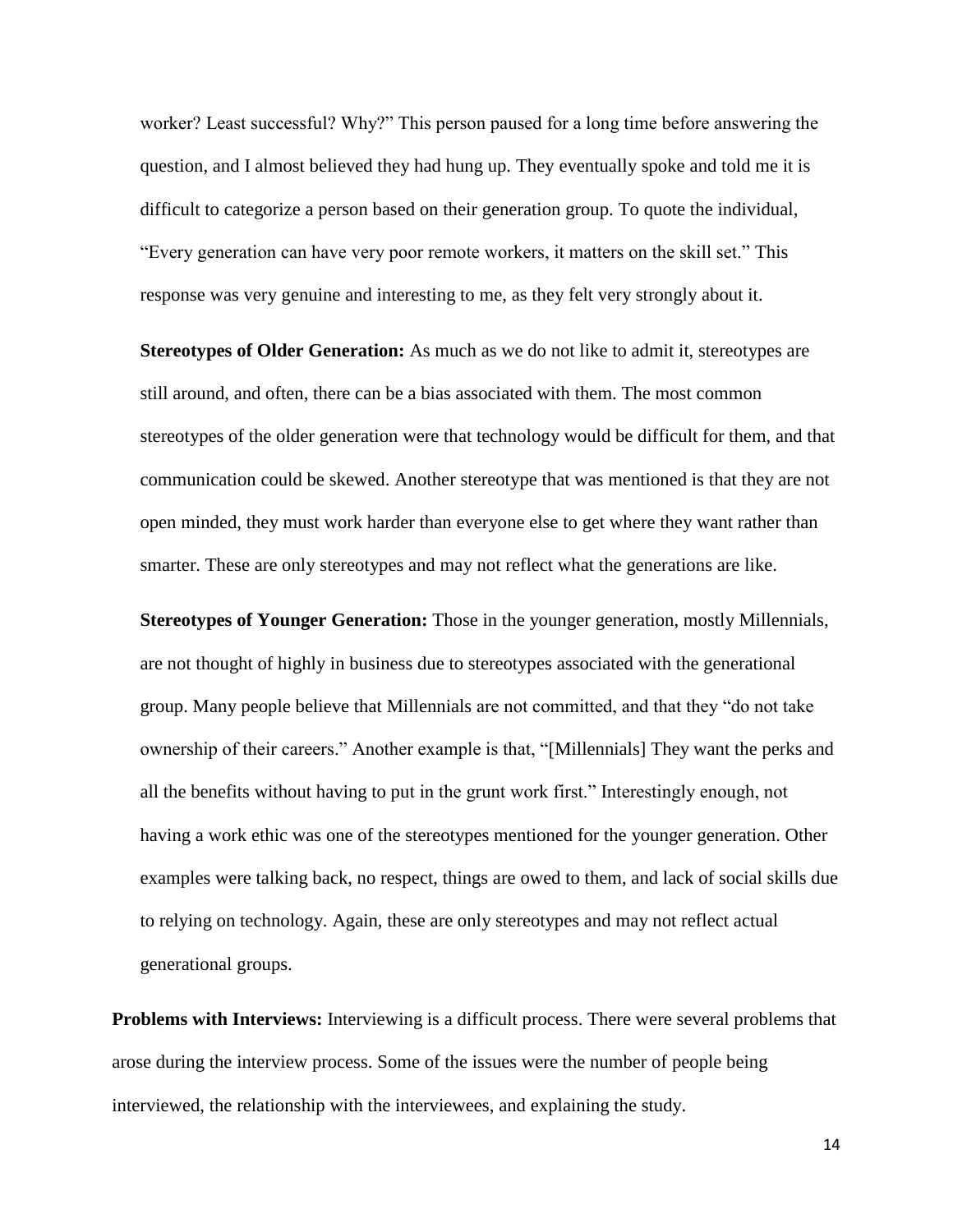worker? Least successful? Why?" This person paused for a long time before answering the question, and I almost believed they had hung up. They eventually spoke and told me it is difficult to categorize a person based on their generation group. To quote the individual, "Every generation can have very poor remote workers, it matters on the skill set." This response was very genuine and interesting to me, as they felt very strongly about it.

**Stereotypes of Older Generation:** As much as we do not like to admit it, stereotypes are still around, and often, there can be a bias associated with them. The most common stereotypes of the older generation were that technology would be difficult for them, and that communication could be skewed. Another stereotype that was mentioned is that they are not open minded, they must work harder than everyone else to get where they want rather than smarter. These are only stereotypes and may not reflect what the generations are like.

**Stereotypes of Younger Generation:** Those in the younger generation, mostly Millennials, are not thought of highly in business due to stereotypes associated with the generational group. Many people believe that Millennials are not committed, and that they "do not take ownership of their careers." Another example is that, "[Millennials] They want the perks and all the benefits without having to put in the grunt work first." Interestingly enough, not having a work ethic was one of the stereotypes mentioned for the younger generation. Other examples were talking back, no respect, things are owed to them, and lack of social skills due to relying on technology. Again, these are only stereotypes and may not reflect actual generational groups.

**Problems with Interviews:** Interviewing is a difficult process. There were several problems that arose during the interview process. Some of the issues were the number of people being interviewed, the relationship with the interviewees, and explaining the study.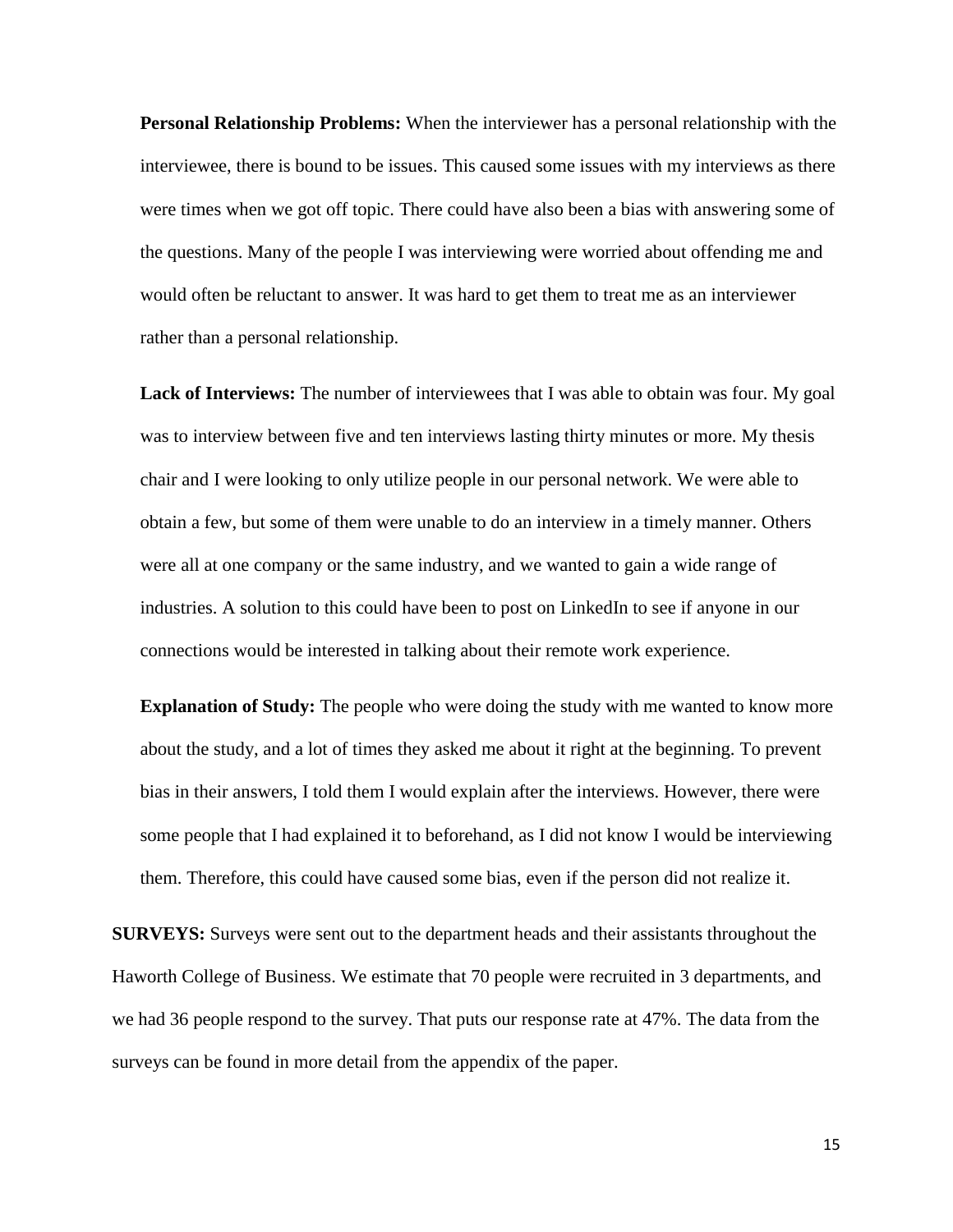**Personal Relationship Problems:** When the interviewer has a personal relationship with the interviewee, there is bound to be issues. This caused some issues with my interviews as there were times when we got off topic. There could have also been a bias with answering some of the questions. Many of the people I was interviewing were worried about offending me and would often be reluctant to answer. It was hard to get them to treat me as an interviewer rather than a personal relationship.

**Lack of Interviews:** The number of interviewees that I was able to obtain was four. My goal was to interview between five and ten interviews lasting thirty minutes or more. My thesis chair and I were looking to only utilize people in our personal network. We were able to obtain a few, but some of them were unable to do an interview in a timely manner. Others were all at one company or the same industry, and we wanted to gain a wide range of industries. A solution to this could have been to post on LinkedIn to see if anyone in our connections would be interested in talking about their remote work experience.

**Explanation of Study:** The people who were doing the study with me wanted to know more about the study, and a lot of times they asked me about it right at the beginning. To prevent bias in their answers, I told them I would explain after the interviews. However, there were some people that I had explained it to beforehand, as I did not know I would be interviewing them. Therefore, this could have caused some bias, even if the person did not realize it.

**SURVEYS:** Surveys were sent out to the department heads and their assistants throughout the Haworth College of Business. We estimate that 70 people were recruited in 3 departments, and we had 36 people respond to the survey. That puts our response rate at 47%. The data from the surveys can be found in more detail from the appendix of the paper.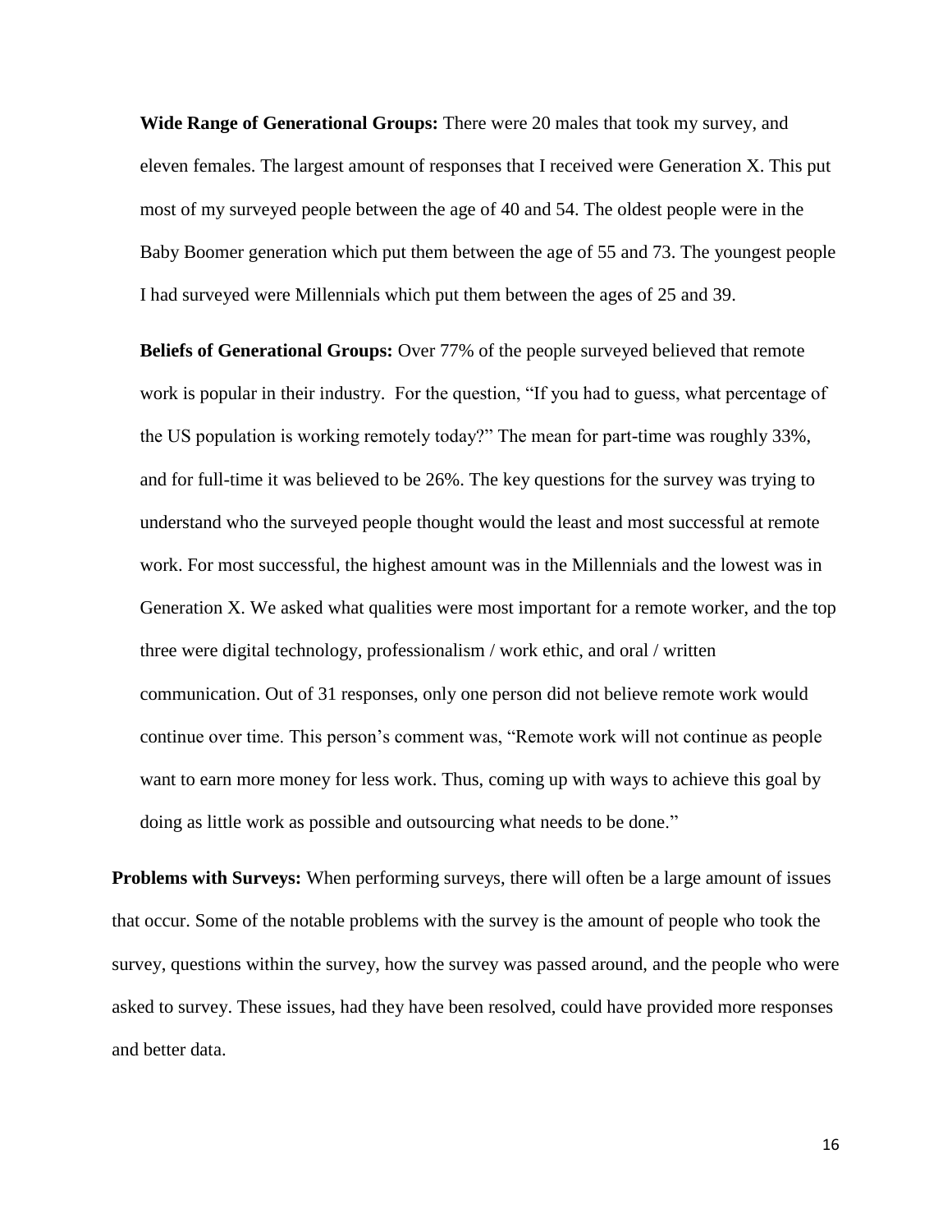**Wide Range of Generational Groups:** There were 20 males that took my survey, and eleven females. The largest amount of responses that I received were Generation X. This put most of my surveyed people between the age of 40 and 54. The oldest people were in the Baby Boomer generation which put them between the age of 55 and 73. The youngest people I had surveyed were Millennials which put them between the ages of 25 and 39.

**Beliefs of Generational Groups:** Over 77% of the people surveyed believed that remote work is popular in their industry. For the question, "If you had to guess, what percentage of the US population is working remotely today?" The mean for part-time was roughly 33%, and for full-time it was believed to be 26%. The key questions for the survey was trying to understand who the surveyed people thought would the least and most successful at remote work. For most successful, the highest amount was in the Millennials and the lowest was in Generation X. We asked what qualities were most important for a remote worker, and the top three were digital technology, professionalism / work ethic, and oral / written communication. Out of 31 responses, only one person did not believe remote work would continue over time. This person's comment was, "Remote work will not continue as people want to earn more money for less work. Thus, coming up with ways to achieve this goal by doing as little work as possible and outsourcing what needs to be done."

**Problems with Surveys:** When performing surveys, there will often be a large amount of issues that occur. Some of the notable problems with the survey is the amount of people who took the survey, questions within the survey, how the survey was passed around, and the people who were asked to survey. These issues, had they have been resolved, could have provided more responses and better data.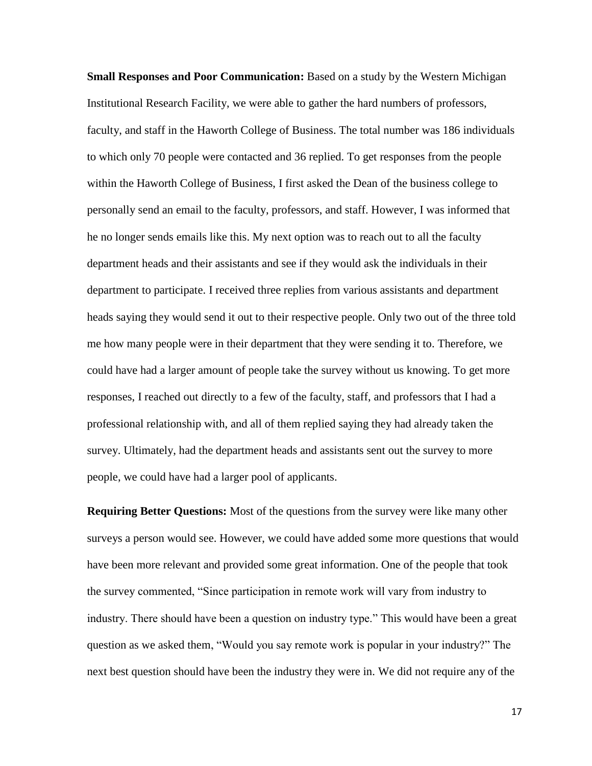**Small Responses and Poor Communication:** Based on a study by the Western Michigan Institutional Research Facility, we were able to gather the hard numbers of professors, faculty, and staff in the Haworth College of Business. The total number was 186 individuals to which only 70 people were contacted and 36 replied. To get responses from the people within the Haworth College of Business, I first asked the Dean of the business college to personally send an email to the faculty, professors, and staff. However, I was informed that he no longer sends emails like this. My next option was to reach out to all the faculty department heads and their assistants and see if they would ask the individuals in their department to participate. I received three replies from various assistants and department heads saying they would send it out to their respective people. Only two out of the three told me how many people were in their department that they were sending it to. Therefore, we could have had a larger amount of people take the survey without us knowing. To get more responses, I reached out directly to a few of the faculty, staff, and professors that I had a professional relationship with, and all of them replied saying they had already taken the survey. Ultimately, had the department heads and assistants sent out the survey to more people, we could have had a larger pool of applicants.

**Requiring Better Questions:** Most of the questions from the survey were like many other surveys a person would see. However, we could have added some more questions that would have been more relevant and provided some great information. One of the people that took the survey commented, "Since participation in remote work will vary from industry to industry. There should have been a question on industry type." This would have been a great question as we asked them, "Would you say remote work is popular in your industry?" The next best question should have been the industry they were in. We did not require any of the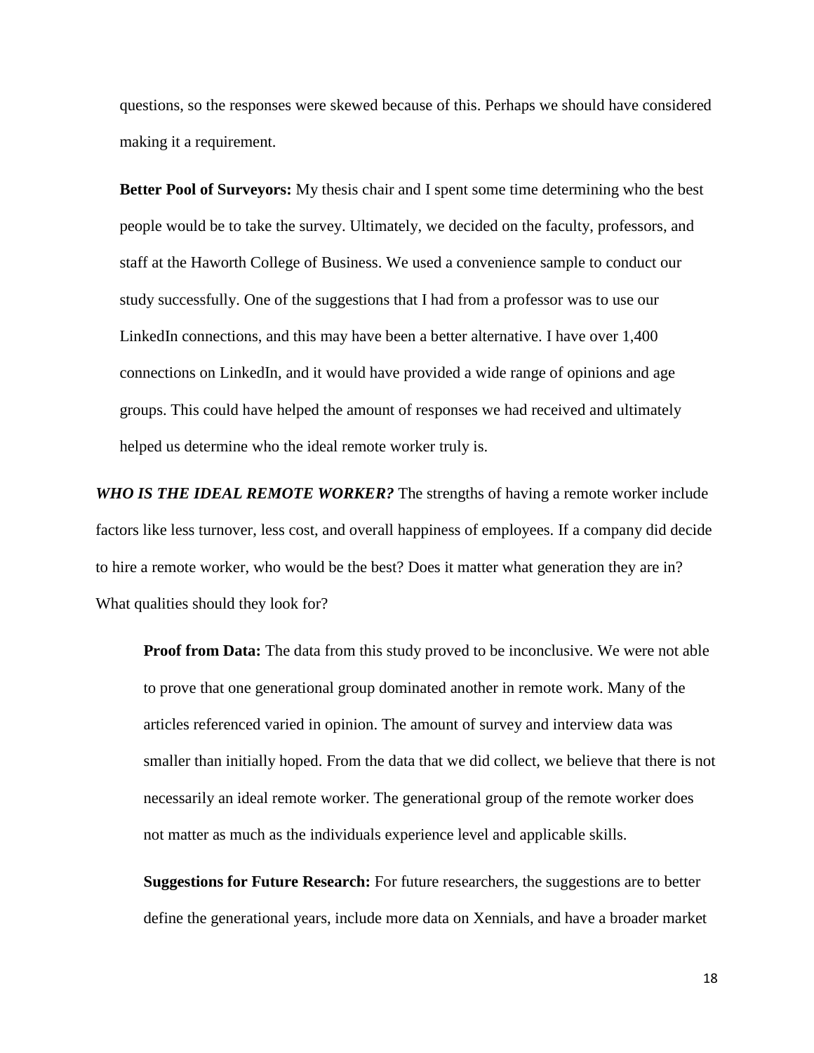questions, so the responses were skewed because of this. Perhaps we should have considered making it a requirement.

**Better Pool of Surveyors:** My thesis chair and I spent some time determining who the best people would be to take the survey. Ultimately, we decided on the faculty, professors, and staff at the Haworth College of Business. We used a convenience sample to conduct our study successfully. One of the suggestions that I had from a professor was to use our LinkedIn connections, and this may have been a better alternative. I have over 1,400 connections on LinkedIn, and it would have provided a wide range of opinions and age groups. This could have helped the amount of responses we had received and ultimately helped us determine who the ideal remote worker truly is.

***WHO IS THE IDEAL REMOTE WORKER?*** The strengths of having a remote worker include factors like less turnover, less cost, and overall happiness of employees. If a company did decide to hire a remote worker, who would be the best? Does it matter what generation they are in? What qualities should they look for?

**Proof from Data:** The data from this study proved to be inconclusive. We were not able to prove that one generational group dominated another in remote work. Many of the articles referenced varied in opinion. The amount of survey and interview data was smaller than initially hoped. From the data that we did collect, we believe that there is not necessarily an ideal remote worker. The generational group of the remote worker does not matter as much as the individuals experience level and applicable skills.

**Suggestions for Future Research:** For future researchers, the suggestions are to better define the generational years, include more data on Xennials, and have a broader market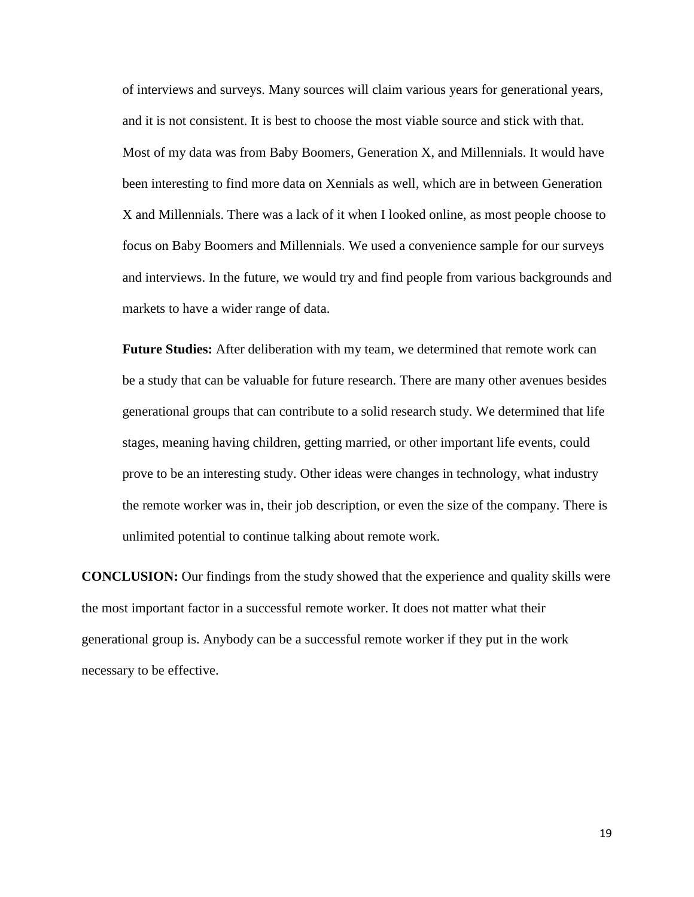of interviews and surveys. Many sources will claim various years for generational years, and it is not consistent. It is best to choose the most viable source and stick with that. Most of my data was from Baby Boomers, Generation X, and Millennials. It would have been interesting to find more data on Xennials as well, which are in between Generation X and Millennials. There was a lack of it when I looked online, as most people choose to focus on Baby Boomers and Millennials. We used a convenience sample for our surveys and interviews. In the future, we would try and find people from various backgrounds and markets to have a wider range of data.

**Future Studies:** After deliberation with my team, we determined that remote work can be a study that can be valuable for future research. There are many other avenues besides generational groups that can contribute to a solid research study. We determined that life stages, meaning having children, getting married, or other important life events, could prove to be an interesting study. Other ideas were changes in technology, what industry the remote worker was in, their job description, or even the size of the company. There is unlimited potential to continue talking about remote work.

**CONCLUSION:** Our findings from the study showed that the experience and quality skills were the most important factor in a successful remote worker. It does not matter what their generational group is. Anybody can be a successful remote worker if they put in the work necessary to be effective.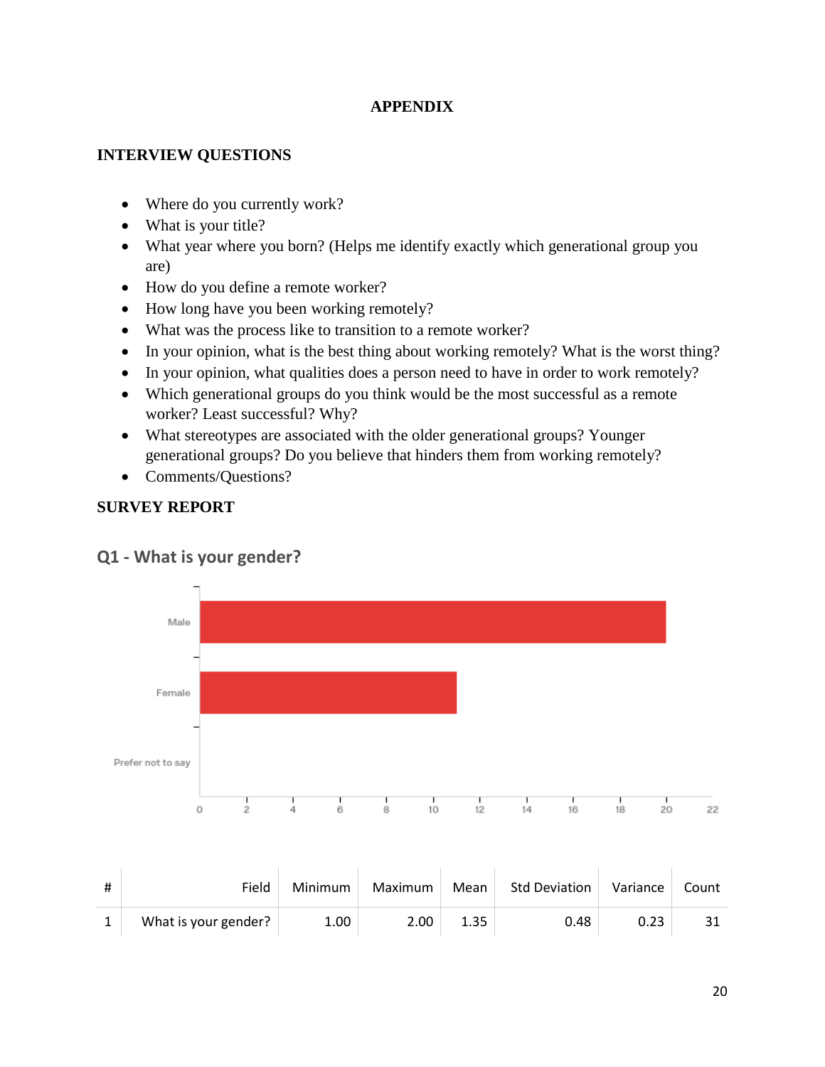**APPENDIX**

**INTERVIEW QUESTIONS**

- Where do you currently work?
- What is your title?
- What year where you born? (Helps me identify exactly which generational group you are)
- How do you define a remote worker?
- How long have you been working remotely?
- What was the process like to transition to a remote worker?
- In your opinion, what is the best thing about working remotely? What is the worst thing?
- In your opinion, what qualities does a person need to have in order to work remotely?
- Which generational groups do you think would be the most successful as a remote worker? Least successful? Why?
- What stereotypes are associated with the older generational groups? Younger generational groups? Do you believe that hinders them from working remotely?
- Comments/Questions?

**SURVEY REPORT**

## Q1 - What is your gender?

| # | Field | Minimum | Maximum | Mean | Std Deviation | Variance | Count |
|---|---|---|---|---|---|---|---|
| 1 | What is your gender? | 1.00 | 2.00 | 1.35 | 0.48 | 0.23 | 31 |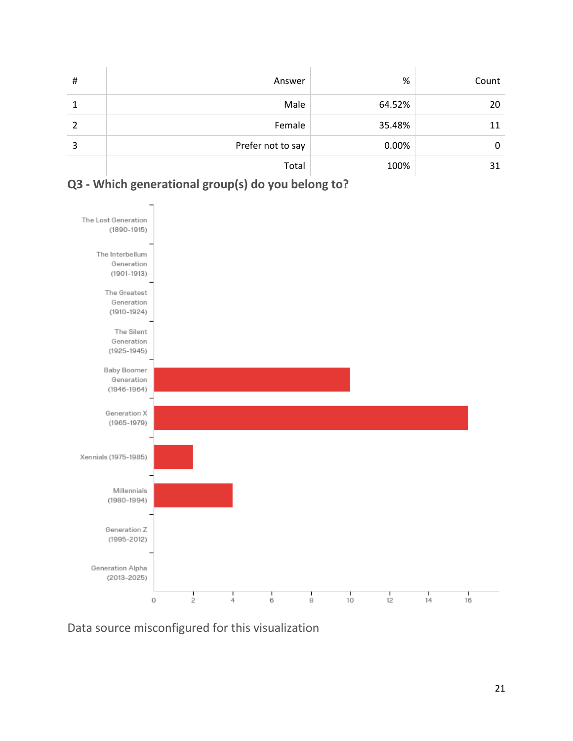| # | Answer | % | Count |
|---|---|---|---|
| 1 | Male | 64.52% | 20 |
| 2 | Female | 35.48% | 11 |
| 3 | Prefer not to say | 0.00% | 0 |
| | Total | 100% | 31 |

## Q3 - Which generational group(s) do you belong to?

Data source misconfigured for this visualization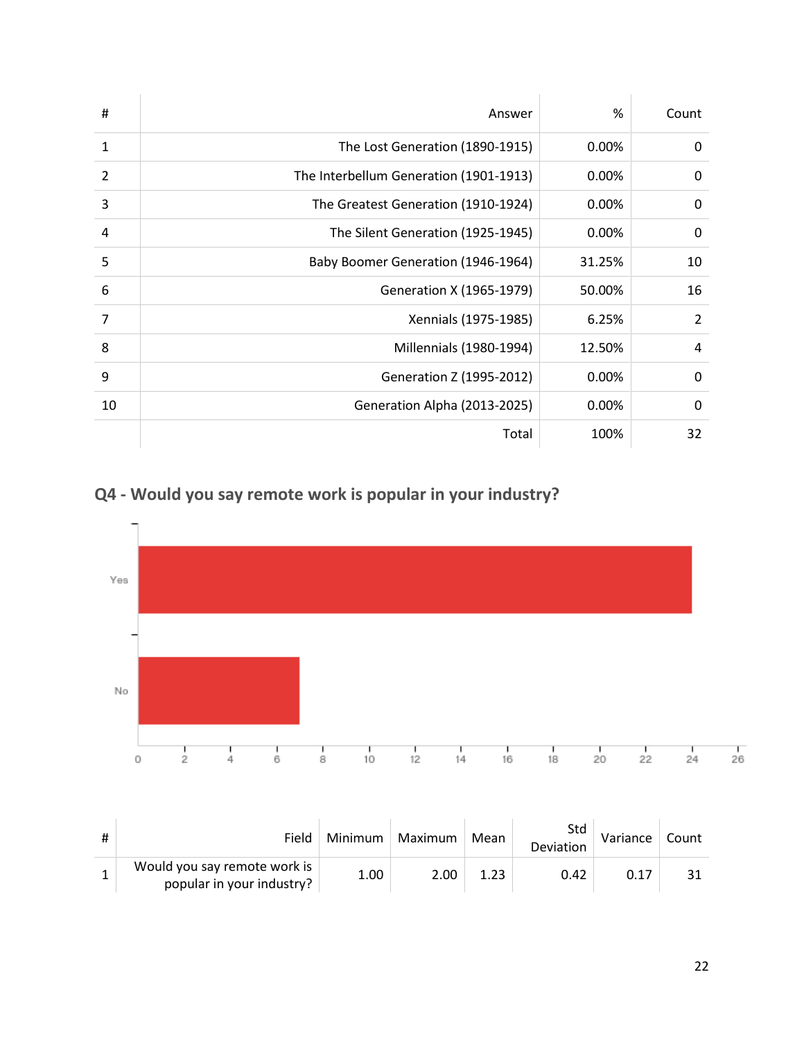| # | Answer | % | Count |
|---|---|---|---|
| 1 | The Lost Generation (1890-1915) | 0.00% | 0 |
| 2 | The Interbellum Generation (1901-1913) | 0.00% | 0 |
| 3 | The Greatest Generation (1910-1924) | 0.00% | 0 |
| 4 | The Silent Generation (1925-1945) | 0.00% | 0 |
| 5 | Baby Boomer Generation (1946-1964) | 31.25% | 10 |
| 6 | Generation X (1965-1979) | 50.00% | 16 |
| 7 | Xennials (1975-1985) | 6.25% | 2 |
| 8 | Millennials (1980-1994) | 12.50% | 4 |
| 9 | Generation Z (1995-2012) | 0.00% | 0 |
| 10 | Generation Alpha (2013-2025) | 0.00% | 0 |
| | Total | 100% | 32 |

## Q4 - Would you say remote work is popular in your industry?

| # | Field | Minimum | Maximum | Mean | Std Deviation | Variance | Count |
|---|---|---|---|---|---|---|---|
| 1 | Would you say remote work is popular in your industry? | 1.00 | 2.00 | 1.23 | 0.42 | 0.17 | 31 |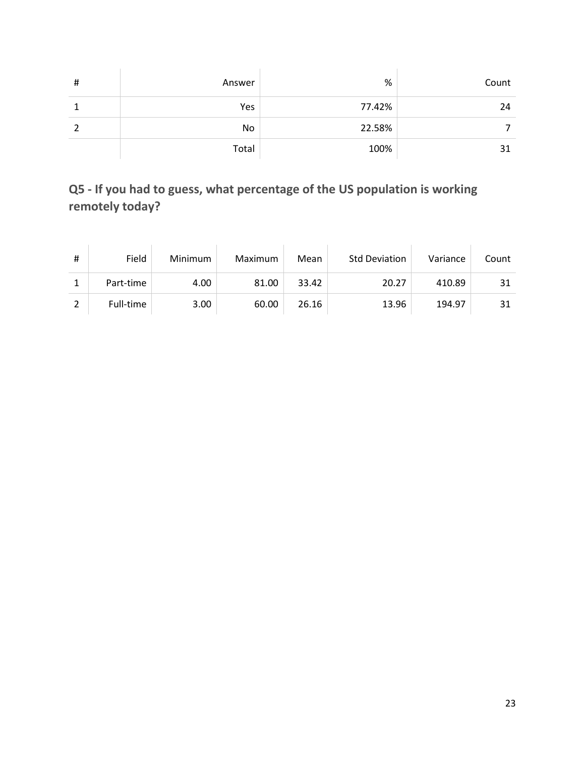| # | Answer | % | Count |
|---|---|---|---|
| 1 | Yes | 77.42% | 24 |
| 2 | No | 22.58% | 7 |
| | Total | 100% | 31 |

## Q5 - If you had to guess, what percentage of the US population is working remotely today?

| # | Field | Minimum | Maximum | Mean | Std Deviation | Variance | Count |
|---|---|---|---|---|---|---|---|
| 1 | Part-time | 4.00 | 81.00 | 33.42 | 20.27 | 410.89 | 31 |
| 2 | Full-time | 3.00 | 60.00 | 26.16 | 13.96 | 194.97 | 31 |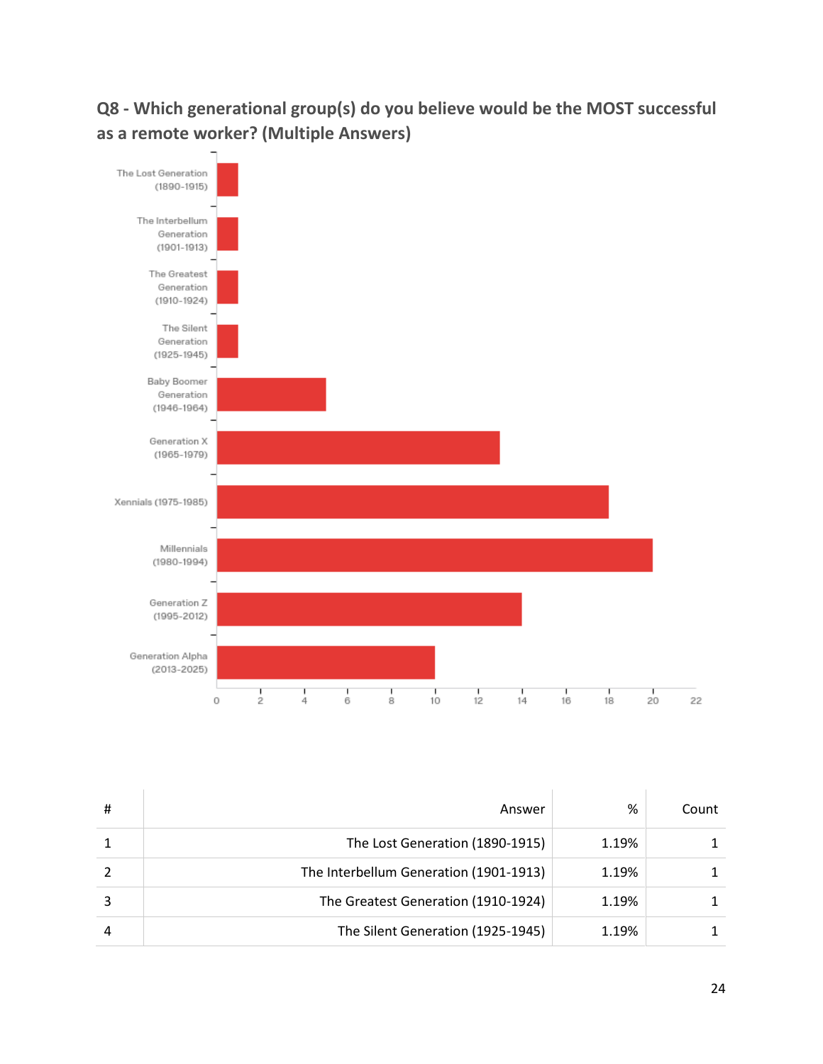**Q8 - Which generational group(s) do you believe would be the MOST successful as a remote worker? (Multiple Answers)**

| # | Answer | % | Count |
|---|---|---|---|
| 1 | The Lost Generation (1890-1915) | 1.19% | 1 |
| 2 | The Interbellum Generation (1901-1913) | 1.19% | 1 |
| 3 | The Greatest Generation (1910-1924) | 1.19% | 1 |
| 4 | The Silent Generation (1925-1945) | 1.19% | 1 |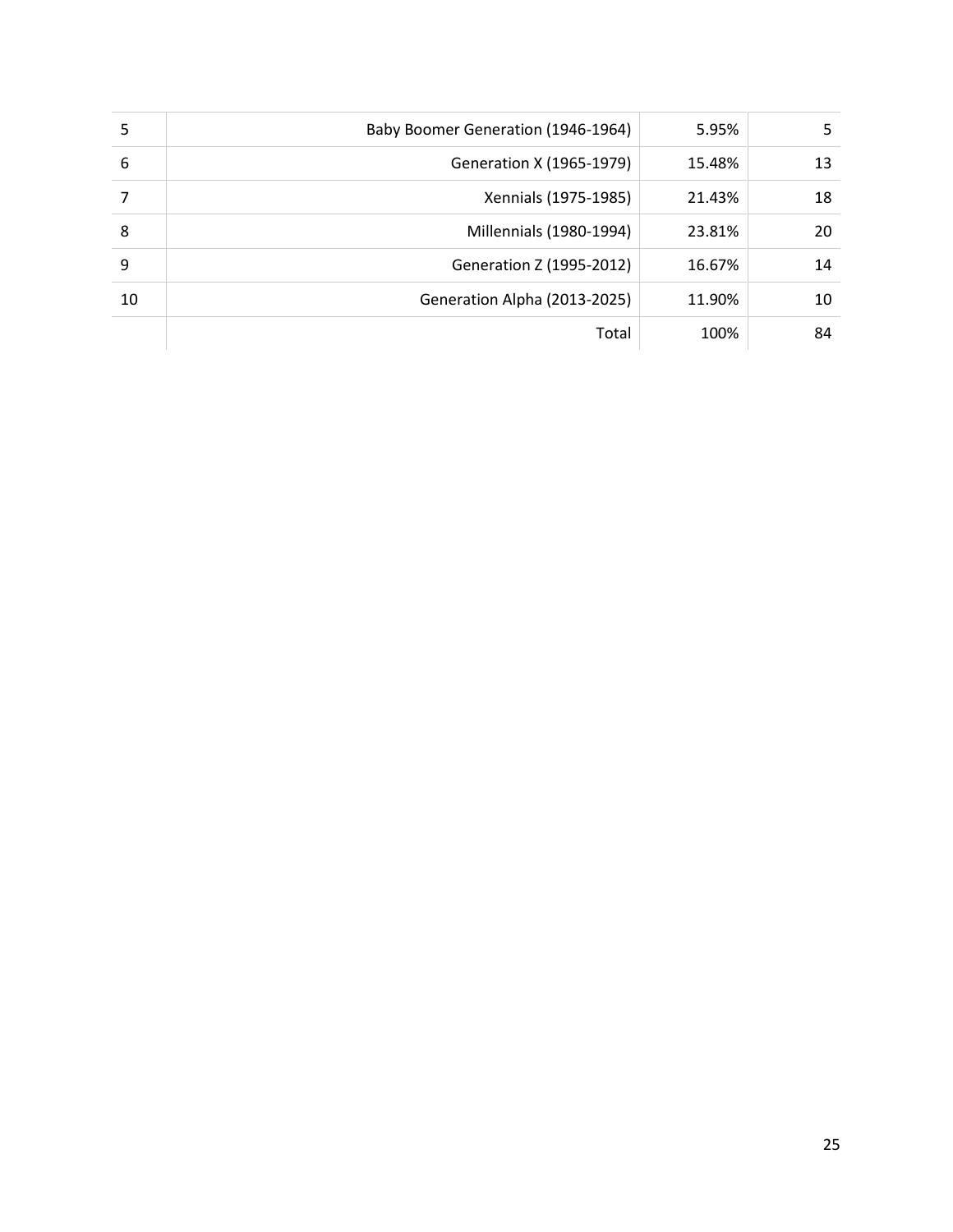| | | | |
|---|---|---|---|
| 5 | Baby Boomer Generation (1946-1964) | 5.95% | 5 |
| 6 | Generation X (1965-1979) | 15.48% | 13 |
| 7 | Xennials (1975-1985) | 21.43% | 18 |
| 8 | Millennials (1980-1994) | 23.81% | 20 |
| 9 | Generation Z (1995-2012) | 16.67% | 14 |
| 10 | Generation Alpha (2013-2025) | 11.90% | 10 |
| | Total | 100% | 84 |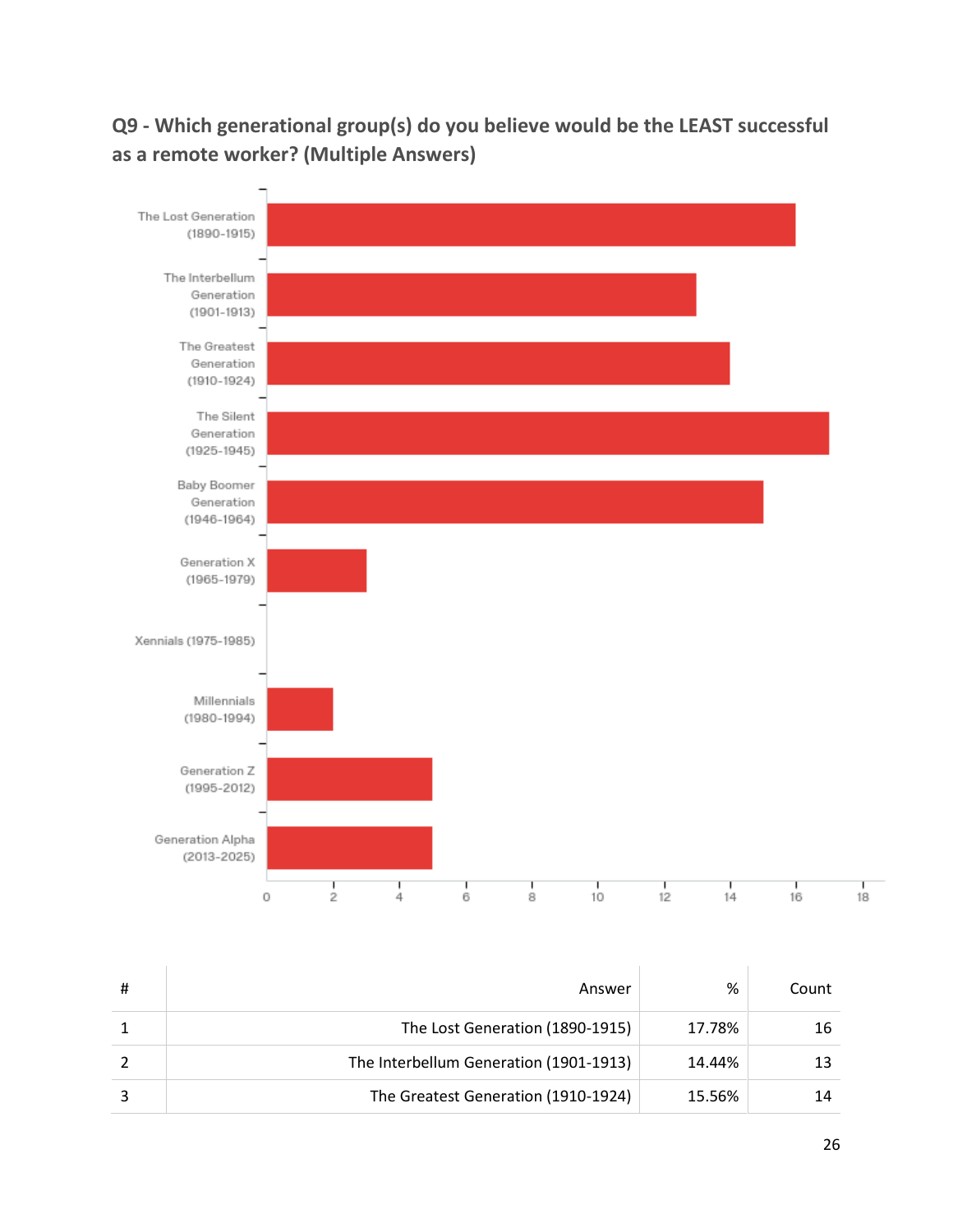## Q9 - Which generational group(s) do you believe would be the LEAST successful as a remote worker? (Multiple Answers)

| # | Answer | % | Count |
|---|---|---|---|
| 1 | The Lost Generation (1890-1915) | 17.78% | 16 |
| 2 | The Interbellum Generation (1901-1913) | 14.44% | 13 |
| 3 | The Greatest Generation (1910-1924) | 15.56% | 14 |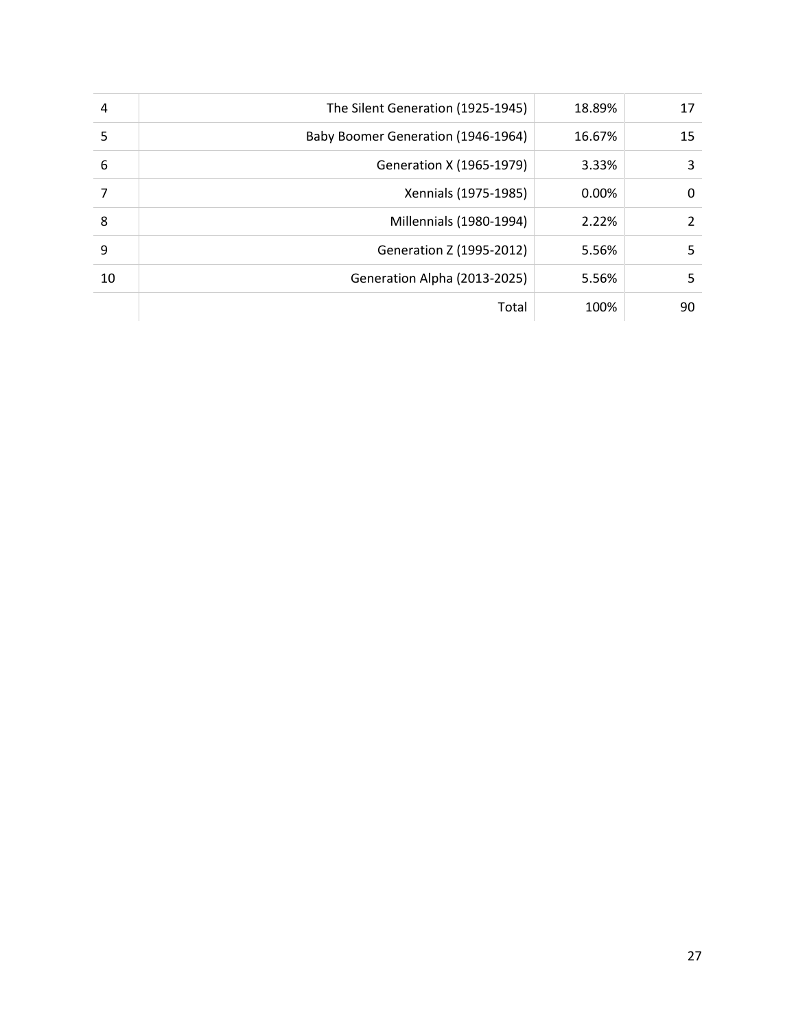| | | | |
|---|---|---|---|
| 4 | The Silent Generation (1925-1945) | 18.89% | 17 |
| 5 | Baby Boomer Generation (1946-1964) | 16.67% | 15 |
| 6 | Generation X (1965-1979) | 3.33% | 3 |
| 7 | Xennials (1975-1985) | 0.00% | 0 |
| 8 | Millennials (1980-1994) | 2.22% | 2 |
| 9 | Generation Z (1995-2012) | 5.56% | 5 |
| 10 | Generation Alpha (2013-2025) | 5.56% | 5 |
| | Total | 100% | 90 |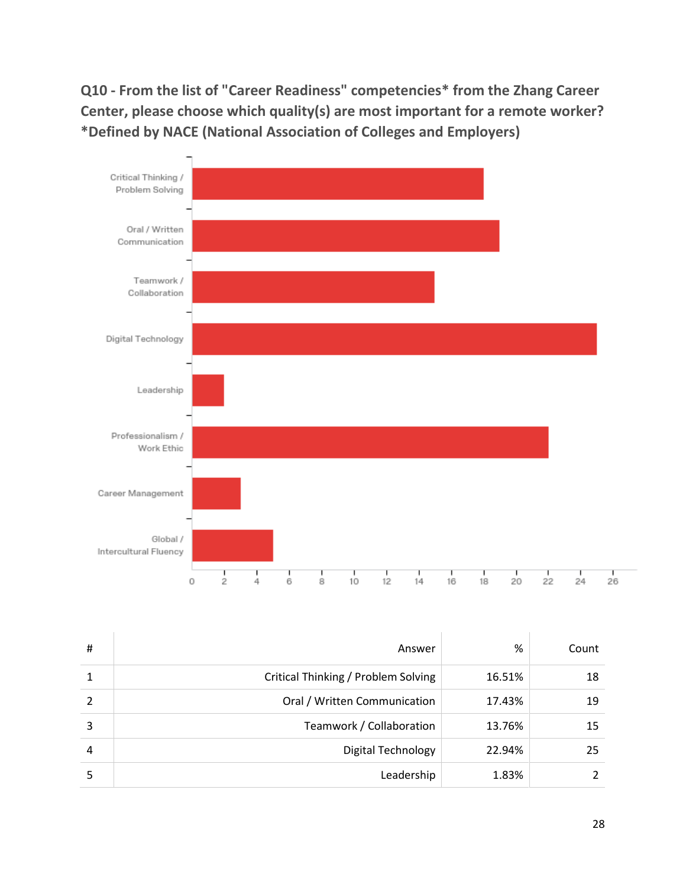**Q10 - From the list of "Career Readiness" competencies* from the Zhang Career Center, please choose which quality(s) are most important for a remote worker? *Defined by NACE (National Association of Colleges and Employers)**

| # | Answer | % | Count |
|---|---|---|---|
| 1 | Critical Thinking / Problem Solving | 16.51% | 18 |
| 2 | Oral / Written Communication | 17.43% | 19 |
| 3 | Teamwork / Collaboration | 13.76% | 15 |
| 4 | Digital Technology | 22.94% | 25 |
| 5 | Leadership | 1.83% | 2 |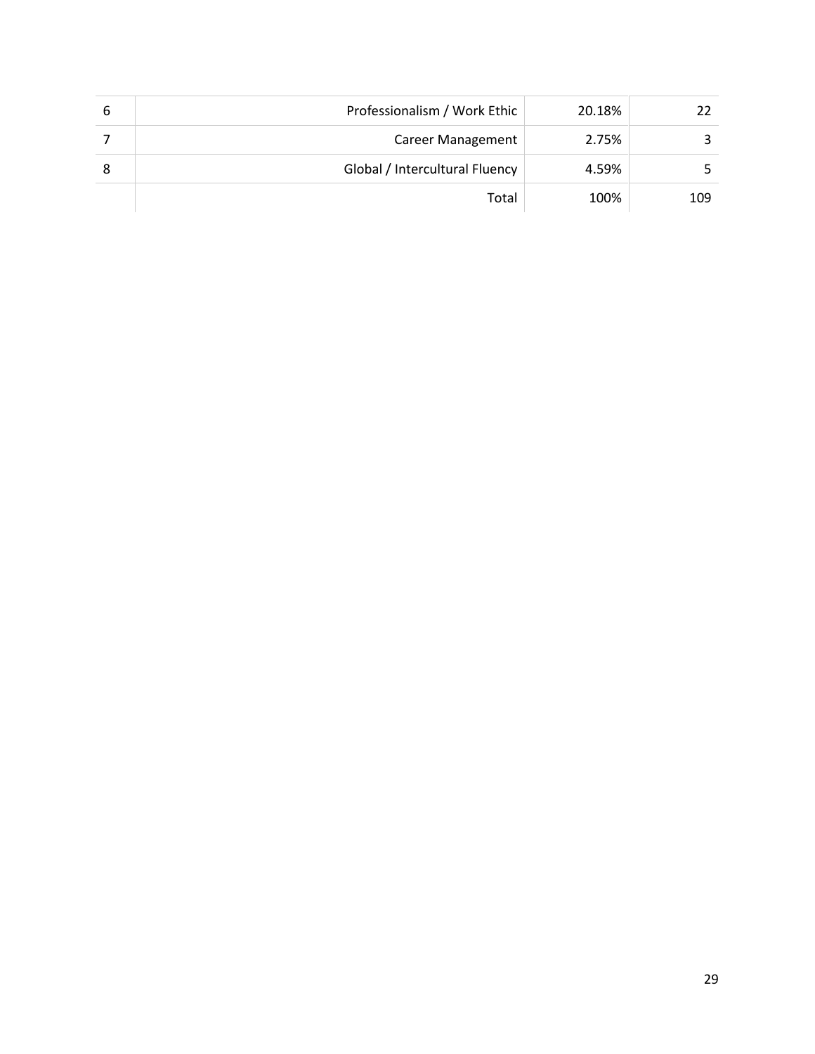| | | | |
|---|---|---|---|
| 6 | Professionalism / Work Ethic | 20.18% | 22 |
| 7 | Career Management | 2.75% | 3 |
| 8 | Global / Intercultural Fluency | 4.59% | 5 |
| | Total | 100% | 109 |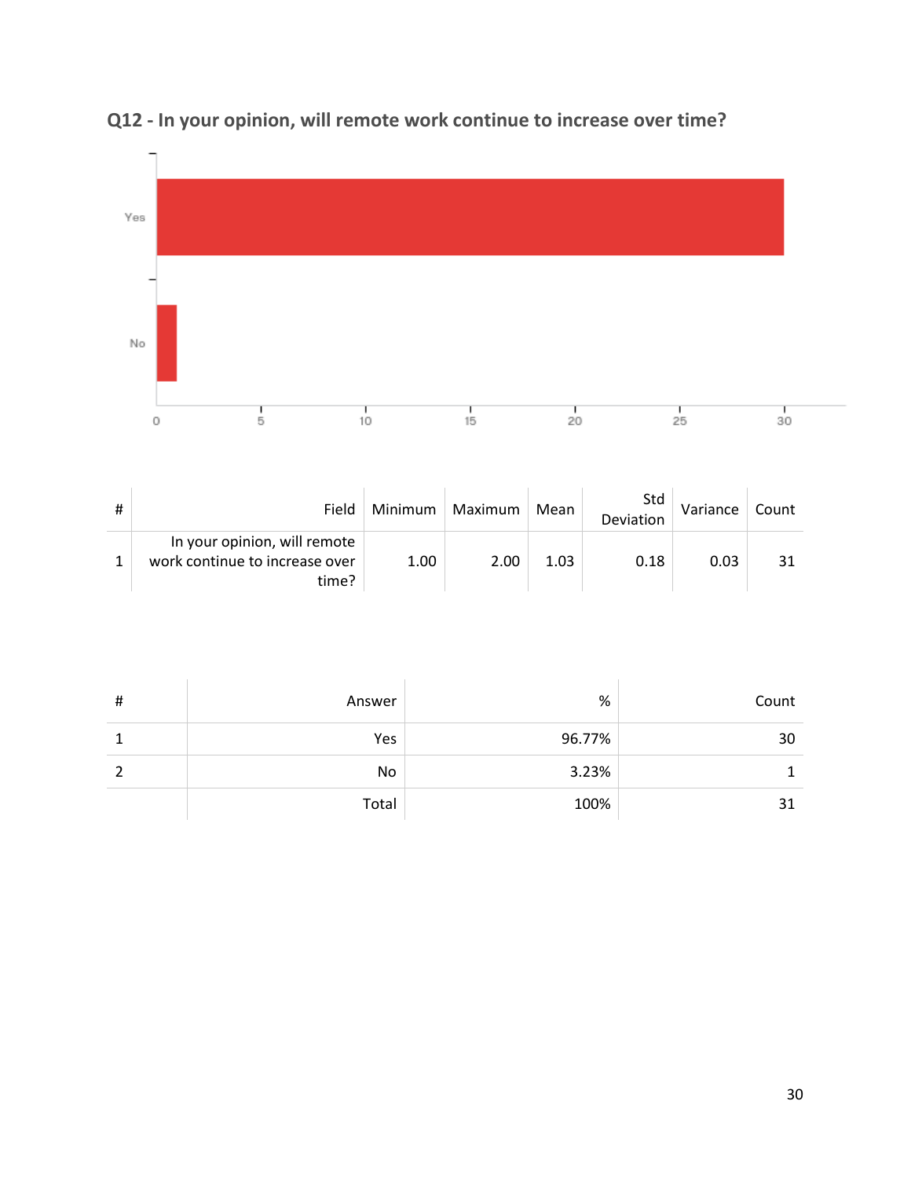## Q12 - In your opinion, will remote work continue to increase over time?

| # | Field | Minimum | Maximum | Mean | Std Deviation | Variance | Count |
|---|---|---|---|---|---|---|---|
| 1 | In your opinion, will remote work continue to increase over time? | 1.00 | 2.00 | 1.03 | 0.18 | 0.03 | 31 |

| # | Answer | % | Count |
|---|---|---|---|
| 1 | Yes | 96.77% | 30 |
| 2 | No | 3.23% | 1 |
| | Total | 100% | 31 |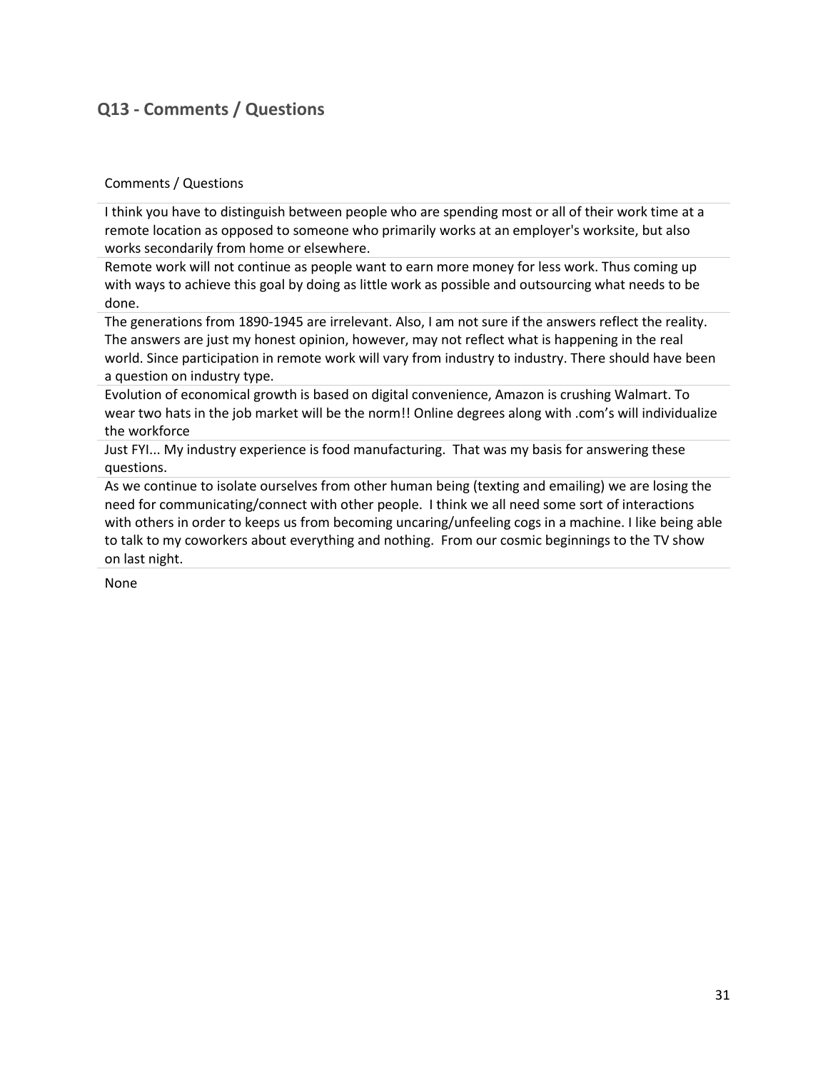## Q13 - Comments / Questions

| Comments / Questions |
| --- |
| I think you have to distinguish between people who are spending most or all of their work time at a remote location as opposed to someone who primarily works at an employer's worksite, but also works secondarily from home or elsewhere. |
| Remote work will not continue as people want to earn more money for less work. Thus coming up with ways to achieve this goal by doing as little work as possible and outsourcing what needs to be done. |
| The generations from 1890-1945 are irrelevant. Also, I am not sure if the answers reflect the reality. The answers are just my honest opinion, however, may not reflect what is happening in the real world. Since participation in remote work will vary from industry to industry. There should have been a question on industry type. |
| Evolution of economical growth is based on digital convenience, Amazon is crushing Walmart. To wear two hats in the job market will be the norm!! Online degrees along with .com's will individualize the workforce |
| Just FYI... My industry experience is food manufacturing. That was my basis for answering these questions. |
| As we continue to isolate ourselves from other human being (texting and emailing) we are losing the need for communicating/connect with other people. I think we all need some sort of interactions with others in order to keeps us from becoming uncaring/unfeeling cogs in a machine. I like being able to talk to my coworkers about everything and nothing. From our cosmic beginnings to the TV show on last night. |
| None |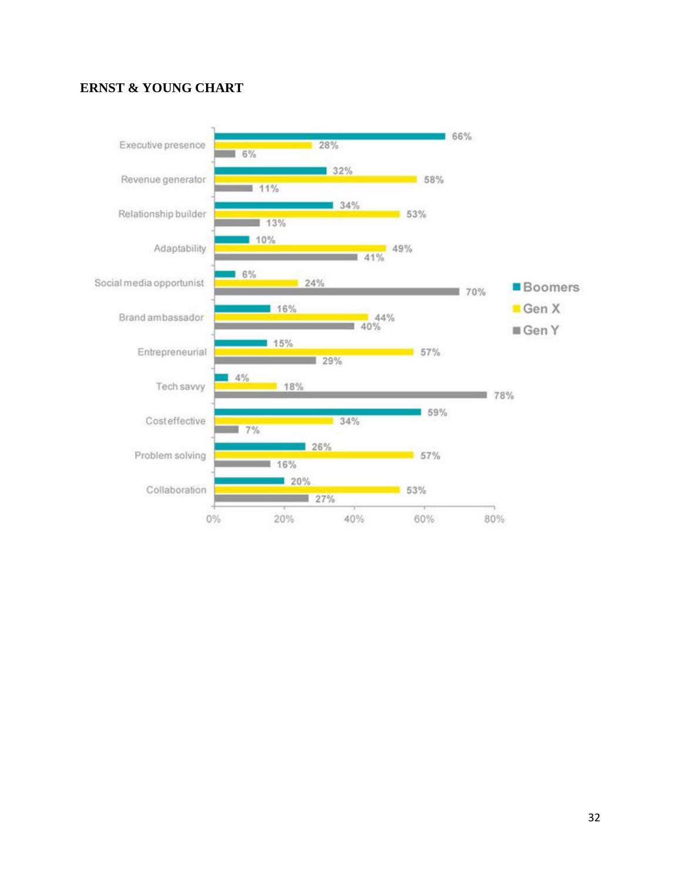**ERNST & YOUNG CHART**

| | Boomers | Gen X | Gen Y |
|---|---|---|---|
| Executive presence | 66% | 28% | 6% |
| Revenue generator | 32% | 58% | 11% |
| Relationship builder | 34% | 53% | 13% |
| Adaptability | 10% | 49% | 41% |
| Social media opportunist | 6% | 24% | 70% |
| Brand ambassador | 16% | 44% | 40% |
| Entrepreneurial | 15% | 57% | 29% |
| Tech savvy | 4% | 18% | 78% |
| Cost effective | 59% | 34% | 7% |
| Problem solving | 26% | 57% | 16% |
| Collaboration | 20% | 53% | 27% |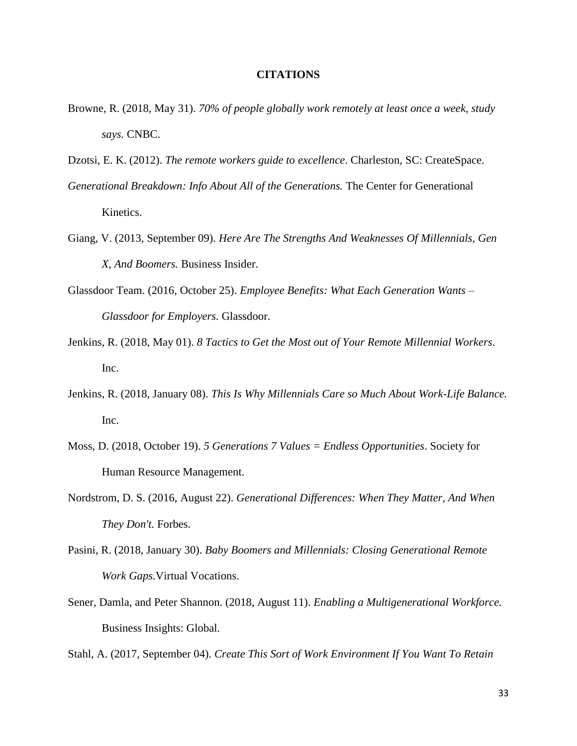# CITATIONS

Browne, R. (2018, May 31). *70% of people globally work remotely at least once a week, study says.* CNBC.

Dzotsi, E. K. (2012). *The remote workers guide to excellence*. Charleston, SC: CreateSpace.

*Generational Breakdown: Info About All of the Generations.* The Center for Generational Kinetics.

Giang, V. (2013, September 09). *Here Are The Strengths And Weaknesses Of Millennials, Gen X, And Boomers.* Business Insider.

Glassdoor Team. (2016, October 25). *Employee Benefits: What Each Generation Wants – Glassdoor for Employers.* Glassdoor.

Jenkins, R. (2018, May 01). *8 Tactics to Get the Most out of Your Remote Millennial Workers*. Inc.

Jenkins, R. (2018, January 08). *This Is Why Millennials Care so Much About Work-Life Balance.* Inc.

Moss, D. (2018, October 19). *5 Generations 7 Values = Endless Opportunities*. Society for Human Resource Management.

Nordstrom, D. S. (2016, August 22). *Generational Differences: When They Matter, And When They Don't.* Forbes.

Pasini, R. (2018, January 30). *Baby Boomers and Millennials: Closing Generational Remote Work Gaps.*Virtual Vocations.

Sener, Damla, and Peter Shannon. (2018, August 11). *Enabling a Multigenerational Workforce.* Business Insights: Global.

Stahl, A. (2017, September 04). *Create This Sort of Work Environment If You Want To Retain*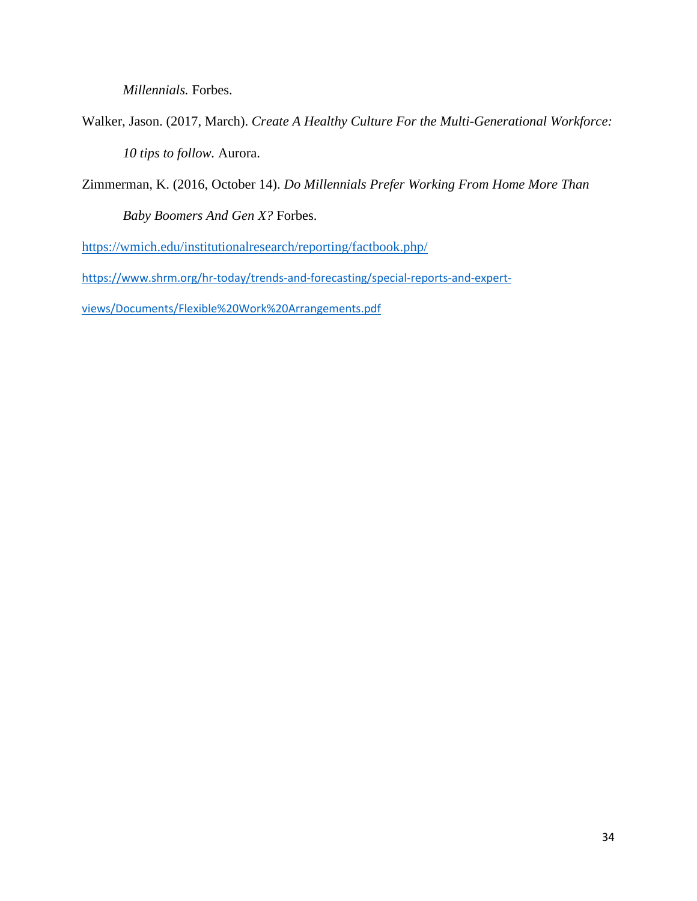*Millennials.* Forbes.

Walker, Jason. (2017, March). *Create A Healthy Culture For the Multi-Generational Workforce: 10 tips to follow.* Aurora.

Zimmerman, K. (2016, October 14). *Do Millennials Prefer Working From Home More Than Baby Boomers And Gen X?* Forbes.

https://wmich.edu/institutionalresearch/reporting/factbook.php/

https://www.shrm.org/hr-today/trends-and-forecasting/special-reports-and-expert-views/Documents/Flexible%20Work%20Arrangements.pdf